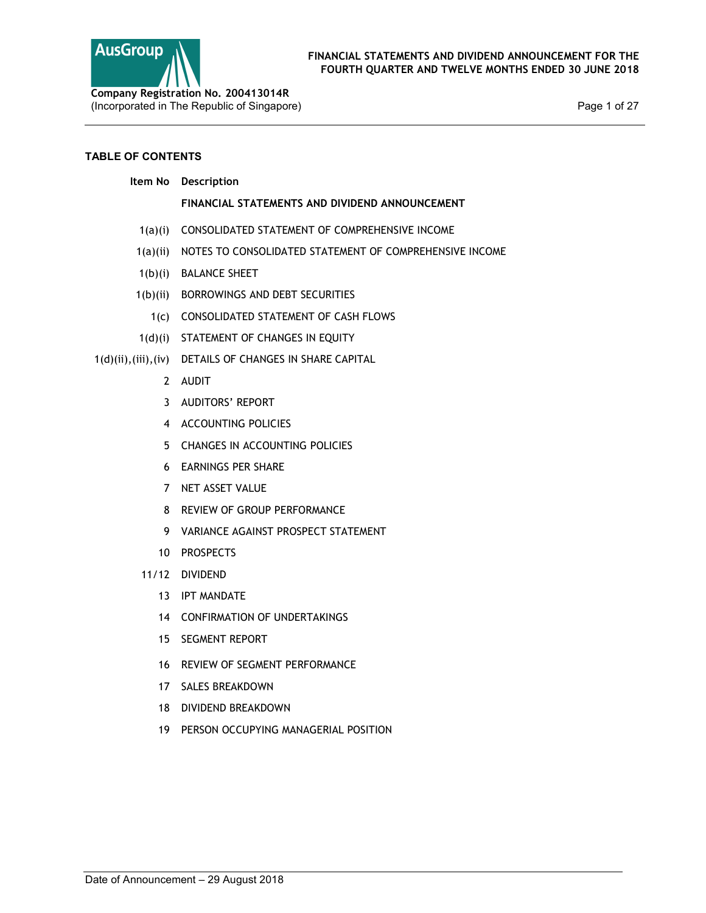AusGroup

**Company Registration No. 200413014R**
(Incorporated in The Republic of Singapore)

**FINANCIAL STATEMENTS AND DIVIDEND ANNOUNCEMENT FOR THE FOURTH QUARTER AND TWELVE MONTHS ENDED 30 JUNE 2018**

## TABLE OF CONTENTS

| Item No | Description |
|---|---|
| | **FINANCIAL STATEMENTS AND DIVIDEND ANNOUNCEMENT** |
| 1(a)(i) | CONSOLIDATED STATEMENT OF COMPREHENSIVE INCOME |
| 1(a)(ii) | NOTES TO CONSOLIDATED STATEMENT OF COMPREHENSIVE INCOME |
| 1(b)(i) | BALANCE SHEET |
| 1(b)(ii) | BORROWINGS AND DEBT SECURITIES |
| 1(c) | CONSOLIDATED STATEMENT OF CASH FLOWS |
| 1(d)(i) | STATEMENT OF CHANGES IN EQUITY |
| 1(d)(ii),(iii),(iv) | DETAILS OF CHANGES IN SHARE CAPITAL |
| 2 | AUDIT |
| 3 | AUDITORS' REPORT |
| 4 | ACCOUNTING POLICIES |
| 5 | CHANGES IN ACCOUNTING POLICIES |
| 6 | EARNINGS PER SHARE |
| 7 | NET ASSET VALUE |
| 8 | REVIEW OF GROUP PERFORMANCE |
| 9 | VARIANCE AGAINST PROSPECT STATEMENT |
| 10 | PROSPECTS |
| 11/12 | DIVIDEND |
| 13 | IPT MANDATE |
| 14 | CONFIRMATION OF UNDERTAKINGS |
| 15 | SEGMENT REPORT |
| 16 | REVIEW OF SEGMENT PERFORMANCE |
| 17 | SALES BREAKDOWN |
| 18 | DIVIDEND BREAKDOWN |
| 19 | PERSON OCCUPYING MANAGERIAL POSITION |

Date of Announcement – 29 August 2018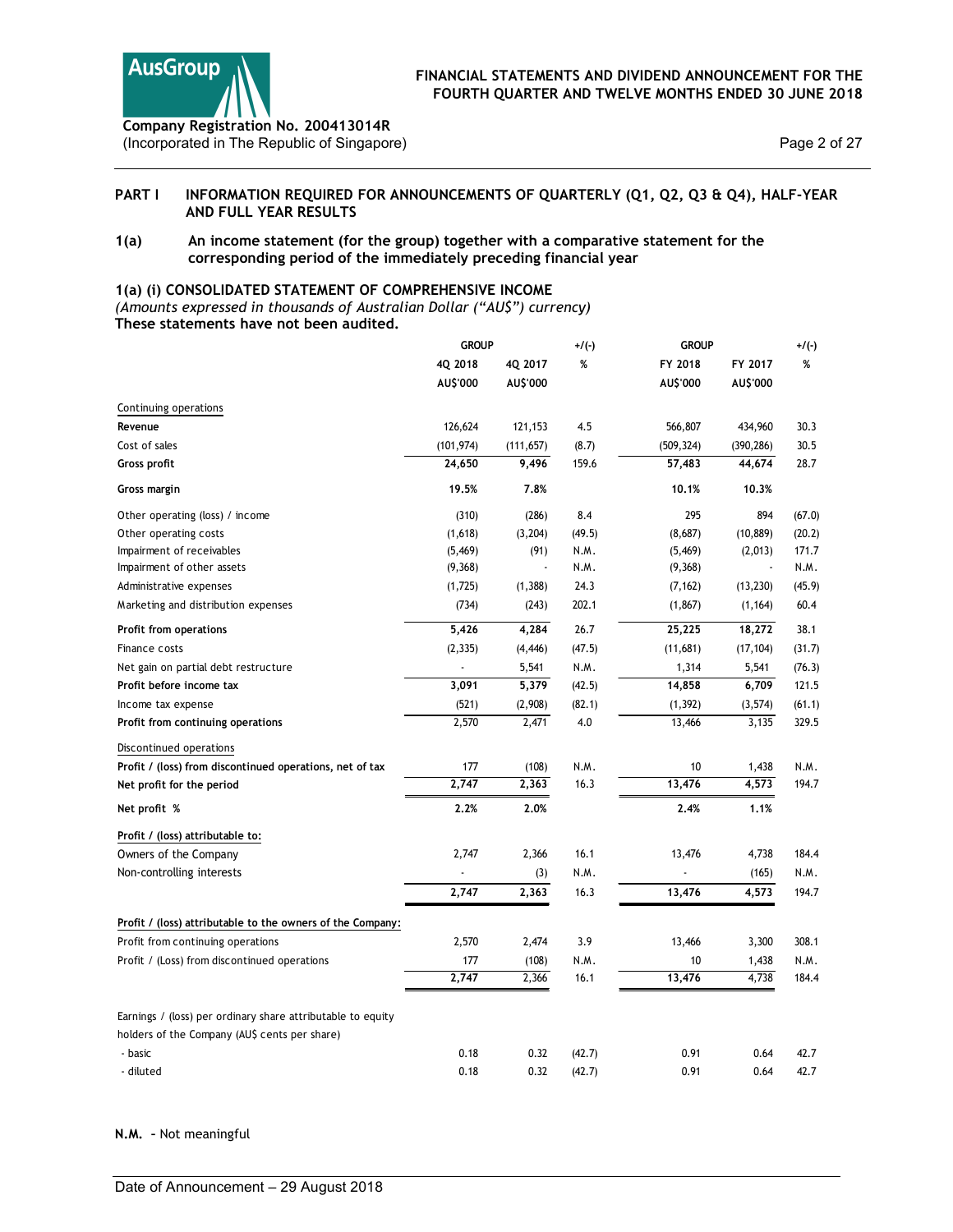## PART I INFORMATION REQUIRED FOR ANNOUNCEMENTS OF QUARTERLY (Q1, Q2, Q3 & Q4), HALF-YEAR AND FULL YEAR RESULTS

### 1(a) An income statement (for the group) together with a comparative statement for the corresponding period of the immediately preceding financial year

**1(a) (i) CONSOLIDATED STATEMENT OF COMPREHENSIVE INCOME**

*(Amounts expressed in thousands of Australian Dollar ("AU$") currency)*

**These statements have not been audited.**

| | GROUP | | +/(-) | GROUP | | +/(-) |
|---|---|---|---|---|---|---|
| | 4Q 2018 | 4Q 2017 | % | FY 2018 | FY 2017 | % |
| | AU$'000 | AU$'000 | | AU$'000 | AU$'000 | |
| Continuing operations | | | | | | |
| **Revenue** | 126,624 | 121,153 | 4.5 | 566,807 | 434,960 | 30.3 |
| Cost of sales | (101,974) | (111,657) | (8.7) | (509,324) | (390,286) | 30.5 |
| **Gross profit** | **24,650** | **9,496** | 159.6 | **57,483** | **44,674** | 28.7 |
| **Gross margin** | **19.5%** | **7.8%** | | **10.1%** | **10.3%** | |
| Other operating (loss) / income | (310) | (286) | 8.4 | 295 | 894 | (67.0) |
| Other operating costs | (1,618) | (3,204) | (49.5) | (8,687) | (10,889) | (20.2) |
| Impairment of receivables | (5,469) | (91) | N.M. | (5,469) | (2,013) | 171.7 |
| Impairment of other assets | (9,368) | - | N.M. | (9,368) | - | N.M. |
| Administrative expenses | (1,725) | (1,388) | 24.3 | (7,162) | (13,230) | (45.9) |
| Marketing and distribution expenses | (734) | (243) | 202.1 | (1,867) | (1,164) | 60.4 |
| **Profit from operations** | **5,426** | **4,284** | 26.7 | **25,225** | **18,272** | 38.1 |
| Finance costs | (2,335) | (4,446) | (47.5) | (11,681) | (17,104) | (31.7) |
| Net gain on partial debt restructure | - | 5,541 | N.M. | 1,314 | 5,541 | (76.3) |
| **Profit before income tax** | **3,091** | **5,379** | (42.5) | **14,858** | **6,709** | 121.5 |
| Income tax expense | (521) | (2,908) | (82.1) | (1,392) | (3,574) | (61.1) |
| **Profit from continuing operations** | 2,570 | 2,471 | 4.0 | 13,466 | 3,135 | 329.5 |
| Discontinued operations | | | | | | |
| **Profit / (loss) from discontinued operations, net of tax** | 177 | (108) | N.M. | 10 | 1,438 | N.M. |
| **Net profit for the period** | **2,747** | **2,363** | 16.3 | **13,476** | **4,573** | 194.7 |
| **Net profit %** | **2.2%** | **2.0%** | | **2.4%** | **1.1%** | |
| **Profit / (loss) attributable to:** | | | | | | |
| Owners of the Company | 2,747 | 2,366 | 16.1 | 13,476 | 4,738 | 184.4 |
| Non-controlling interests | - | (3) | N.M. | - | (165) | N.M. |
| | **2,747** | **2,363** | 16.3 | **13,476** | **4,573** | 194.7 |
| **Profit / (loss) attributable to the owners of the Company:** | | | | | | |
| Profit from continuing operations | 2,570 | 2,474 | 3.9 | 13,466 | 3,300 | 308.1 |
| Profit / (Loss) from discontinued operations | 177 | (108) | N.M. | 10 | 1,438 | N.M. |
| | **2,747** | **2,366** | 16.1 | **13,476** | **4,738** | 184.4 |
| Earnings / (loss) per ordinary share attributable to equity holders of the Company (AU$ cents per share) | | | | | | |
| - basic | 0.18 | 0.32 | (42.7) | 0.91 | 0.64 | 42.7 |
| - diluted | 0.18 | 0.32 | (42.7) | 0.91 | 0.64 | 42.7 |

**N.M.** – Not meaningful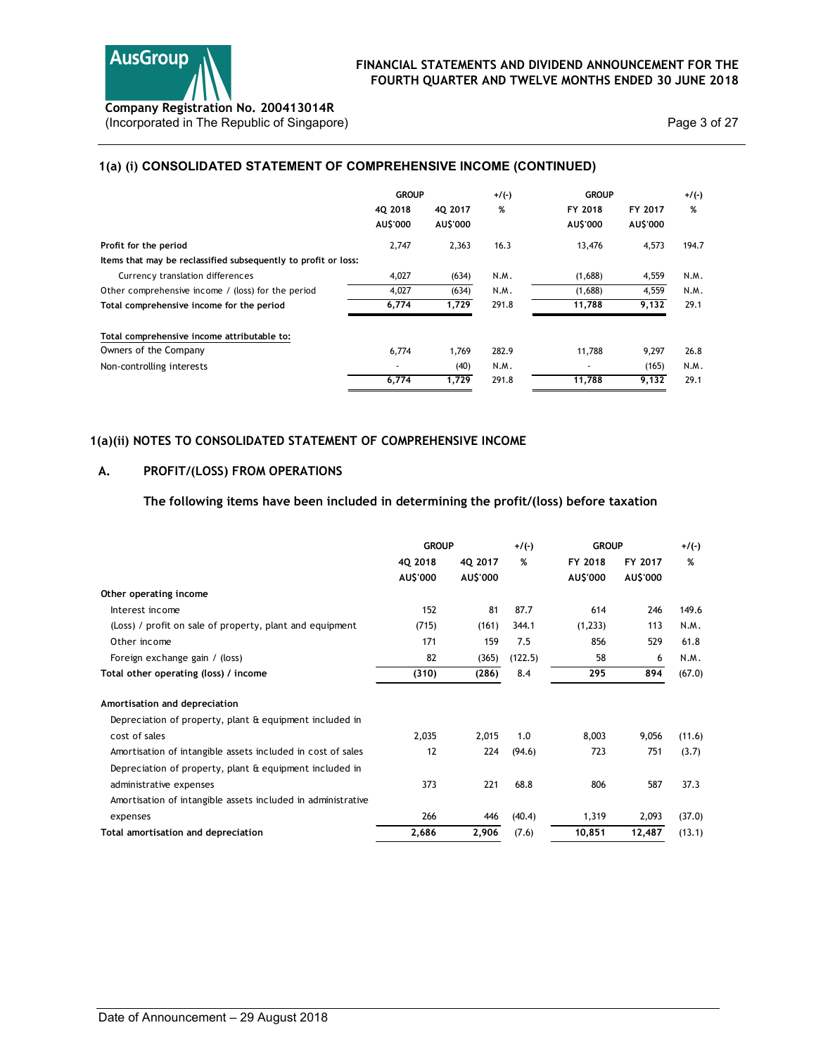## 1(a) (i) CONSOLIDATED STATEMENT OF COMPREHENSIVE INCOME (CONTINUED)

| | GROUP | | +/(-) | GROUP | | +/(-) |
|---|---|---|---|---|---|---|
| | 4Q 2018 | 4Q 2017 | % | FY 2018 | FY 2017 | % |
| | AU$'000 | AU$'000 | | AU$'000 | AU$'000 | |
| Profit for the period | 2,747 | 2,363 | 16.3 | 13,476 | 4,573 | 194.7 |
| **Items that may be reclassified subsequently to profit or loss:** | | | | | | |
| Currency translation differences | 4,027 | (634) | N.M. | (1,688) | 4,559 | N.M. |
| Other comprehensive income / (loss) for the period | 4,027 | (634) | N.M. | (1,688) | 4,559 | N.M. |
| **Total comprehensive income for the period** | **6,774** | **1,729** | 291.8 | **11,788** | **9,132** | 29.1 |
| | | | | | | |
| **Total comprehensive income attributable to:** | | | | | | |
| Owners of the Company | 6,774 | 1,769 | 282.9 | 11,788 | 9,297 | 26.8 |
| Non-controlling interests | - | (40) | N.M. | - | (165) | N.M. |
| | **6,774** | **1,729** | 291.8 | **11,788** | **9,132** | 29.1 |

## 1(a)(ii) NOTES TO CONSOLIDATED STATEMENT OF COMPREHENSIVE INCOME

### A. PROFIT/(LOSS) FROM OPERATIONS

**The following items have been included in determining the profit/(loss) before taxation**

| | GROUP | | +/(-) | GROUP | | +/(-) |
|---|---|---|---|---|---|---|
| | 4Q 2018 | 4Q 2017 | % | FY 2018 | FY 2017 | % |
| | AU$'000 | AU$'000 | | AU$'000 | AU$'000 | |
| **Other operating income** | | | | | | |
| Interest income | 152 | 81 | 87.7 | 614 | 246 | 149.6 |
| (Loss) / profit on sale of property, plant and equipment | (715) | (161) | 344.1 | (1,233) | 113 | N.M. |
| Other income | 171 | 159 | 7.5 | 856 | 529 | 61.8 |
| Foreign exchange gain / (loss) | 82 | (365) | (122.5) | 58 | 6 | N.M. |
| **Total other operating (loss) / income** | **(310)** | **(286)** | 8.4 | **295** | **894** | (67.0) |
| | | | | | | |
| **Amortisation and depreciation** | | | | | | |
| Depreciation of property, plant & equipment included in cost of sales | 2,035 | 2,015 | 1.0 | 8,003 | 9,056 | (11.6) |
| Amortisation of intangible assets included in cost of sales | 12 | 224 | (94.6) | 723 | 751 | (3.7) |
| Depreciation of property, plant & equipment included in administrative expenses | 373 | 221 | 68.8 | 806 | 587 | 37.3 |
| Amortisation of intangible assets included in administrative expenses | 266 | 446 | (40.4) | 1,319 | 2,093 | (37.0) |
| **Total amortisation and depreciation** | **2,686** | **2,906** | (7.6) | **10,851** | **12,487** | (13.1) |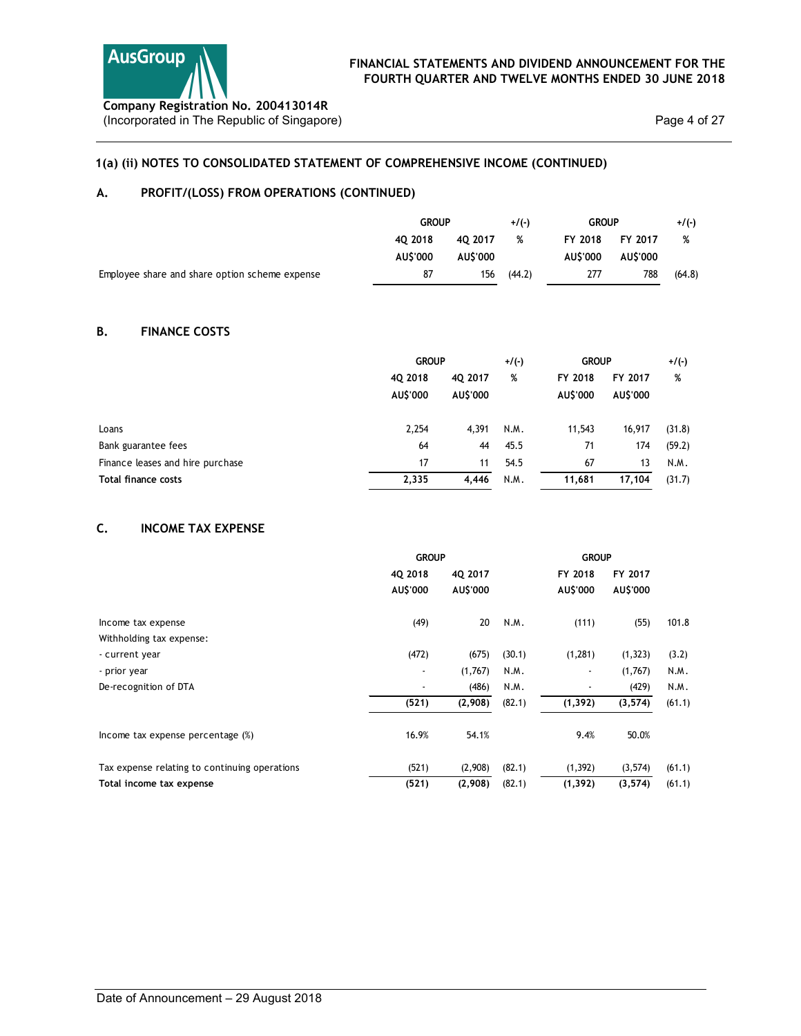## 1(a) (ii) NOTES TO CONSOLIDATED STATEMENT OF COMPREHENSIVE INCOME (CONTINUED)

### A. PROFIT/(LOSS) FROM OPERATIONS (CONTINUED)

| | GROUP | | +/(-) | GROUP | | +/(-) |
|---|---|---|---|---|---|---|
| | 4Q 2018 | 4Q 2017 | % | FY 2018 | FY 2017 | % |
| | AU$'000 | AU$'000 | | AU$'000 | AU$'000 | |
| Employee share and share option scheme expense | 87 | 156 | (44.2) | 277 | 788 | (64.8) |

### B. FINANCE COSTS

| | GROUP | | +/(-) | GROUP | | +/(-) |
|---|---|---|---|---|---|---|
| | 4Q 2018 | 4Q 2017 | % | FY 2018 | FY 2017 | % |
| | AU$'000 | AU$'000 | | AU$'000 | AU$'000 | |
| Loans | 2,254 | 4,391 | N.M. | 11,543 | 16,917 | (31.8) |
| Bank guarantee fees | 64 | 44 | 45.5 | 71 | 174 | (59.2) |
| Finance leases and hire purchase | 17 | 11 | 54.5 | 67 | 13 | N.M. |
| **Total finance costs** | **2,335** | **4,446** | N.M. | **11,681** | **17,104** | (31.7) |

### C. INCOME TAX EXPENSE

| | GROUP | | | GROUP | | |
|---|---|---|---|---|---|---|
| | 4Q 2018 | 4Q 2017 | | FY 2018 | FY 2017 | |
| | AU$'000 | AU$'000 | | AU$'000 | AU$'000 | |
| Income tax expense | (49) | 20 | N.M. | (111) | (55) | 101.8 |
| Withholding tax expense: | | | | | | |
| - current year | (472) | (675) | (30.1) | (1,281) | (1,323) | (3.2) |
| - prior year | - | (1,767) | N.M. | - | (1,767) | N.M. |
| De-recognition of DTA | - | (486) | N.M. | - | (429) | N.M. |
| | **(521)** | **(2,908)** | (82.1) | **(1,392)** | **(3,574)** | (61.1) |
| Income tax expense percentage (%) | 16.9% | 54.1% | | 9.4% | 50.0% | |
| Tax expense relating to continuing operations | (521) | (2,908) | (82.1) | (1,392) | (3,574) | (61.1) |
| **Total income tax expense** | **(521)** | **(2,908)** | (82.1) | **(1,392)** | **(3,574)** | (61.1) |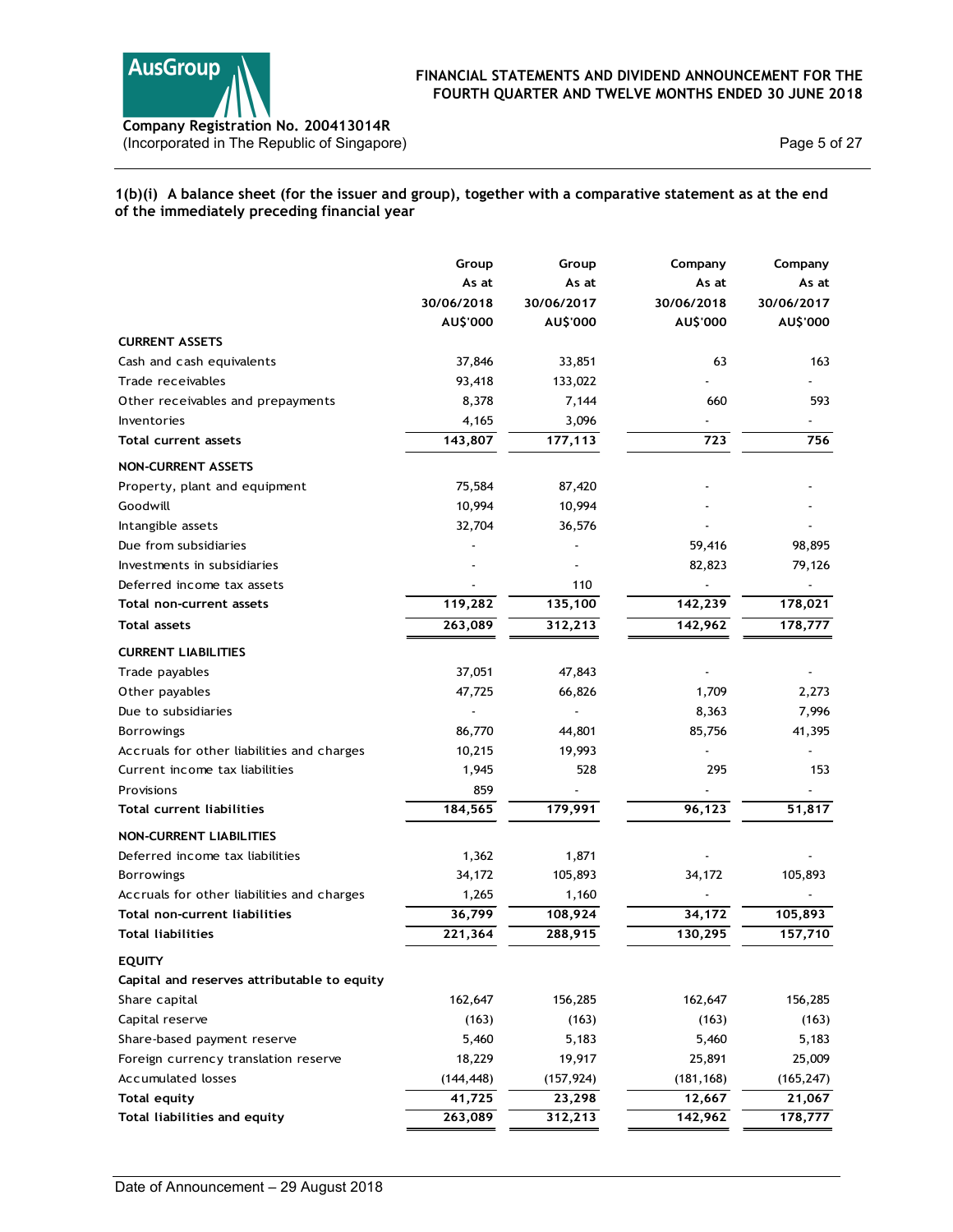### 1(b)(i) A balance sheet (for the issuer and group), together with a comparative statement as at the end of the immediately preceding financial year

| | Group As at 30/06/2018 AU$'000 | Group As at 30/06/2017 AU$'000 | Company As at 30/06/2018 AU$'000 | Company As at 30/06/2017 AU$'000 |
|---|---|---|---|---|
| **CURRENT ASSETS** | | | | |
| Cash and cash equivalents | 37,846 | 33,851 | 63 | 163 |
| Trade receivables | 93,418 | 133,022 | - | - |
| Other receivables and prepayments | 8,378 | 7,144 | 660 | 593 |
| Inventories | 4,165 | 3,096 | - | - |
| **Total current assets** | **143,807** | **177,113** | **723** | **756** |
| **NON-CURRENT ASSETS** | | | | |
| Property, plant and equipment | 75,584 | 87,420 | - | - |
| Goodwill | 10,994 | 10,994 | - | - |
| Intangible assets | 32,704 | 36,576 | - | - |
| Due from subsidiaries | - | - | 59,416 | 98,895 |
| Investments in subsidiaries | - | - | 82,823 | 79,126 |
| Deferred income tax assets | - | 110 | - | - |
| **Total non-current assets** | **119,282** | **135,100** | **142,239** | **178,021** |
| **Total assets** | **263,089** | **312,213** | **142,962** | **178,777** |
| **CURRENT LIABILITIES** | | | | |
| Trade payables | 37,051 | 47,843 | - | - |
| Other payables | 47,725 | 66,826 | 1,709 | 2,273 |
| Due to subsidiaries | - | - | 8,363 | 7,996 |
| Borrowings | 86,770 | 44,801 | 85,756 | 41,395 |
| Accruals for other liabilities and charges | 10,215 | 19,993 | - | - |
| Current income tax liabilities | 1,945 | 528 | 295 | 153 |
| Provisions | 859 | - | - | - |
| **Total current liabilities** | **184,565** | **179,991** | **96,123** | **51,817** |
| **NON-CURRENT LIABILITIES** | | | | |
| Deferred income tax liabilities | 1,362 | 1,871 | - | - |
| Borrowings | 34,172 | 105,893 | 34,172 | 105,893 |
| Accruals for other liabilities and charges | 1,265 | 1,160 | - | - |
| **Total non-current liabilities** | **36,799** | **108,924** | **34,172** | **105,893** |
| **Total liabilities** | **221,364** | **288,915** | **130,295** | **157,710** |
| **EQUITY** | | | | |
| **Capital and reserves attributable to equity** | | | | |
| Share capital | 162,647 | 156,285 | 162,647 | 156,285 |
| Capital reserve | (163) | (163) | (163) | (163) |
| Share-based payment reserve | 5,460 | 5,183 | 5,460 | 5,183 |
| Foreign currency translation reserve | 18,229 | 19,917 | 25,891 | 25,009 |
| Accumulated losses | (144,448) | (157,924) | (181,168) | (165,247) |
| **Total equity** | **41,725** | **23,298** | **12,667** | **21,067** |
| **Total liabilities and equity** | **263,089** | **312,213** | **142,962** | **178,777** |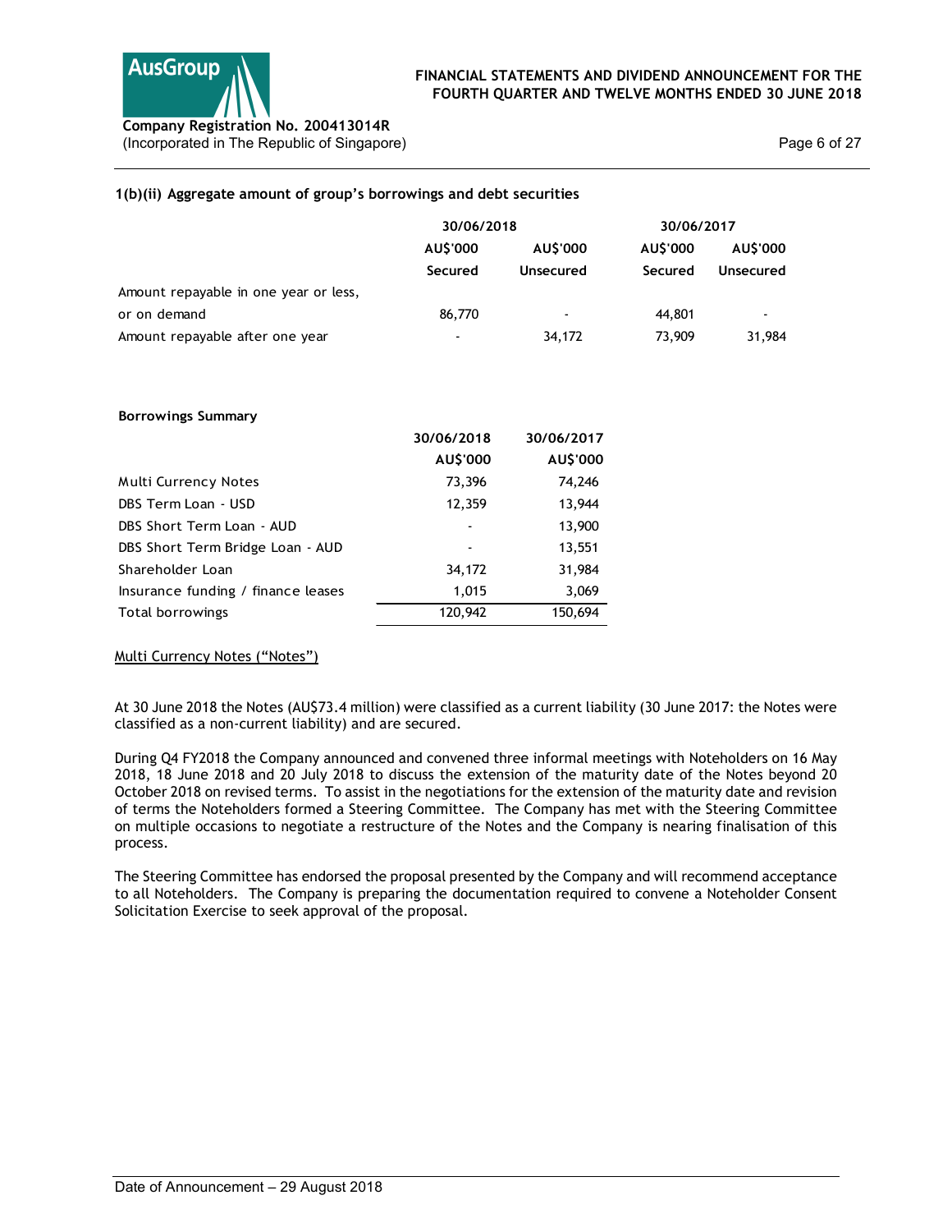### 1(b)(ii) Aggregate amount of group's borrowings and debt securities

| | 30/06/2018 | | 30/06/2017 | |
|---|---|---|---|---|
| | AU$'000 | AU$'000 | AU$'000 | AU$'000 |
| | Secured | Unsecured | Secured | Unsecured |
| Amount repayable in one year or less, or on demand | 86,770 | - | 44,801 | - |
| Amount repayable after one year | - | 34,172 | 73,909 | 31,984 |

**Borrowings Summary**

| | 30/06/2018 | 30/06/2017 |
|---|---|---|
| | AU$'000 | AU$'000 |
| Multi Currency Notes | 73,396 | 74,246 |
| DBS Term Loan - USD | 12,359 | 13,944 |
| DBS Short Term Loan - AUD | - | 13,900 |
| DBS Short Term Bridge Loan - AUD | - | 13,551 |
| Shareholder Loan | 34,172 | 31,984 |
| Insurance funding / finance leases | 1,015 | 3,069 |
| Total borrowings | 120,942 | 150,694 |

Multi Currency Notes ("Notes")

At 30 June 2018 the Notes (AU$73.4 million) were classified as a current liability (30 June 2017: the Notes were classified as a non-current liability) and are secured.

During Q4 FY2018 the Company announced and convened three informal meetings with Noteholders on 16 May 2018, 18 June 2018 and 20 July 2018 to discuss the extension of the maturity date of the Notes beyond 20 October 2018 on revised terms. To assist in the negotiations for the extension of the maturity date and revision of terms the Noteholders formed a Steering Committee. The Company has met with the Steering Committee on multiple occasions to negotiate a restructure of the Notes and the Company is nearing finalisation of this process.

The Steering Committee has endorsed the proposal presented by the Company and will recommend acceptance to all Noteholders. The Company is preparing the documentation required to convene a Noteholder Consent Solicitation Exercise to seek approval of the proposal.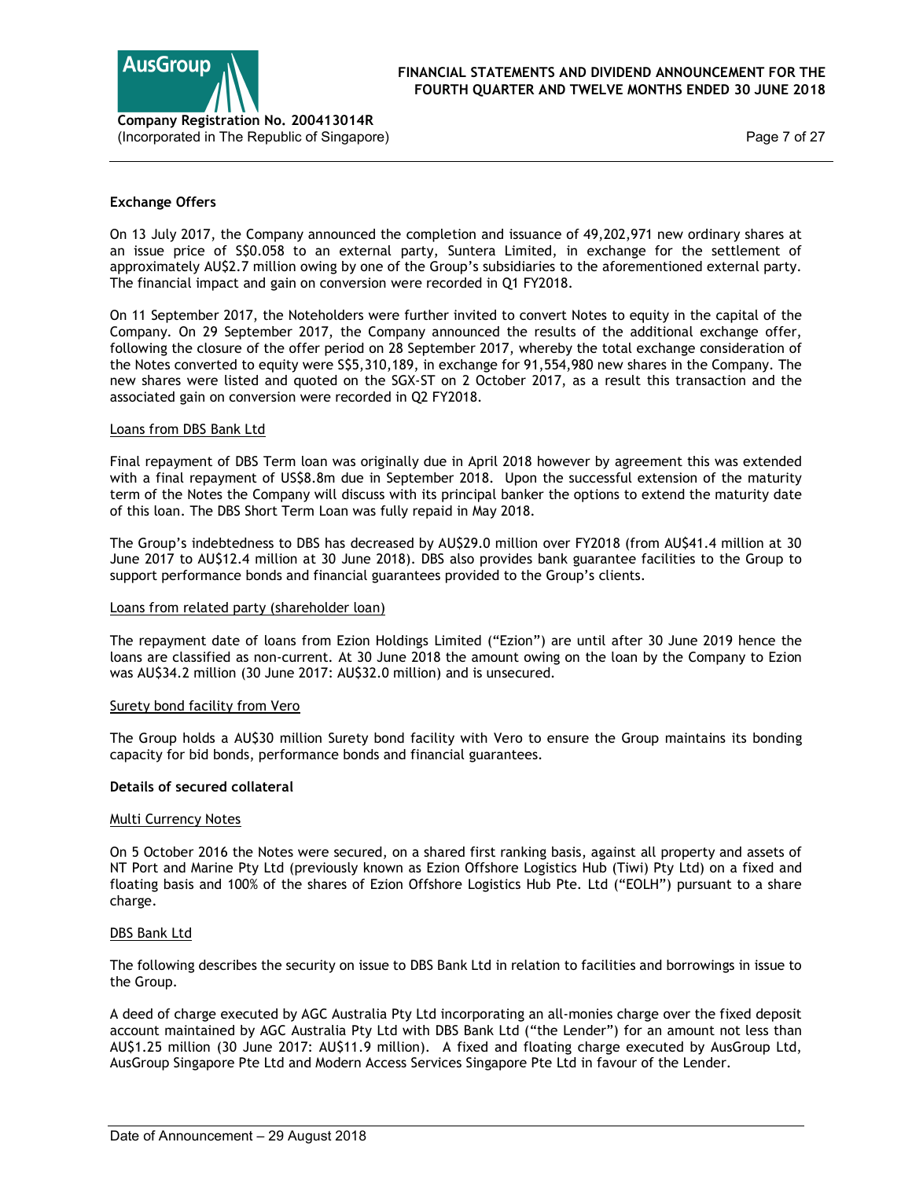**Exchange Offers**

On 13 July 2017, the Company announced the completion and issuance of 49,202,971 new ordinary shares at an issue price of S$0.058 to an external party, Suntera Limited, in exchange for the settlement of approximately AU$2.7 million owing by one of the Group's subsidiaries to the aforementioned external party. The financial impact and gain on conversion were recorded in Q1 FY2018.

On 11 September 2017, the Noteholders were further invited to convert Notes to equity in the capital of the Company. On 29 September 2017, the Company announced the results of the additional exchange offer, following the closure of the offer period on 28 September 2017, whereby the total exchange consideration of the Notes converted to equity were S$5,310,189, in exchange for 91,554,980 new shares in the Company. The new shares were listed and quoted on the SGX-ST on 2 October 2017, as a result this transaction and the associated gain on conversion were recorded in Q2 FY2018.

Loans from DBS Bank Ltd

Final repayment of DBS Term loan was originally due in April 2018 however by agreement this was extended with a final repayment of US$8.8m due in September 2018. Upon the successful extension of the maturity term of the Notes the Company will discuss with its principal banker the options to extend the maturity date of this loan. The DBS Short Term Loan was fully repaid in May 2018.

The Group's indebtedness to DBS has decreased by AU$29.0 million over FY2018 (from AU$41.4 million at 30 June 2017 to AU$12.4 million at 30 June 2018). DBS also provides bank guarantee facilities to the Group to support performance bonds and financial guarantees provided to the Group's clients.

Loans from related party (shareholder loan)

The repayment date of loans from Ezion Holdings Limited ("Ezion") are until after 30 June 2019 hence the loans are classified as non-current. At 30 June 2018 the amount owing on the loan by the Company to Ezion was AU$34.2 million (30 June 2017: AU$32.0 million) and is unsecured.

Surety bond facility from Vero

The Group holds a AU$30 million Surety bond facility with Vero to ensure the Group maintains its bonding capacity for bid bonds, performance bonds and financial guarantees.

**Details of secured collateral**

Multi Currency Notes

On 5 October 2016 the Notes were secured, on a shared first ranking basis, against all property and assets of NT Port and Marine Pty Ltd (previously known as Ezion Offshore Logistics Hub (Tiwi) Pty Ltd) on a fixed and floating basis and 100% of the shares of Ezion Offshore Logistics Hub Pte. Ltd ("EOLH") pursuant to a share charge.

DBS Bank Ltd

The following describes the security on issue to DBS Bank Ltd in relation to facilities and borrowings in issue to the Group.

A deed of charge executed by AGC Australia Pty Ltd incorporating an all-monies charge over the fixed deposit account maintained by AGC Australia Pty Ltd with DBS Bank Ltd ("the Lender") for an amount not less than AU$1.25 million (30 June 2017: AU$11.9 million). A fixed and floating charge executed by AusGroup Ltd, AusGroup Singapore Pte Ltd and Modern Access Services Singapore Pte Ltd in favour of the Lender.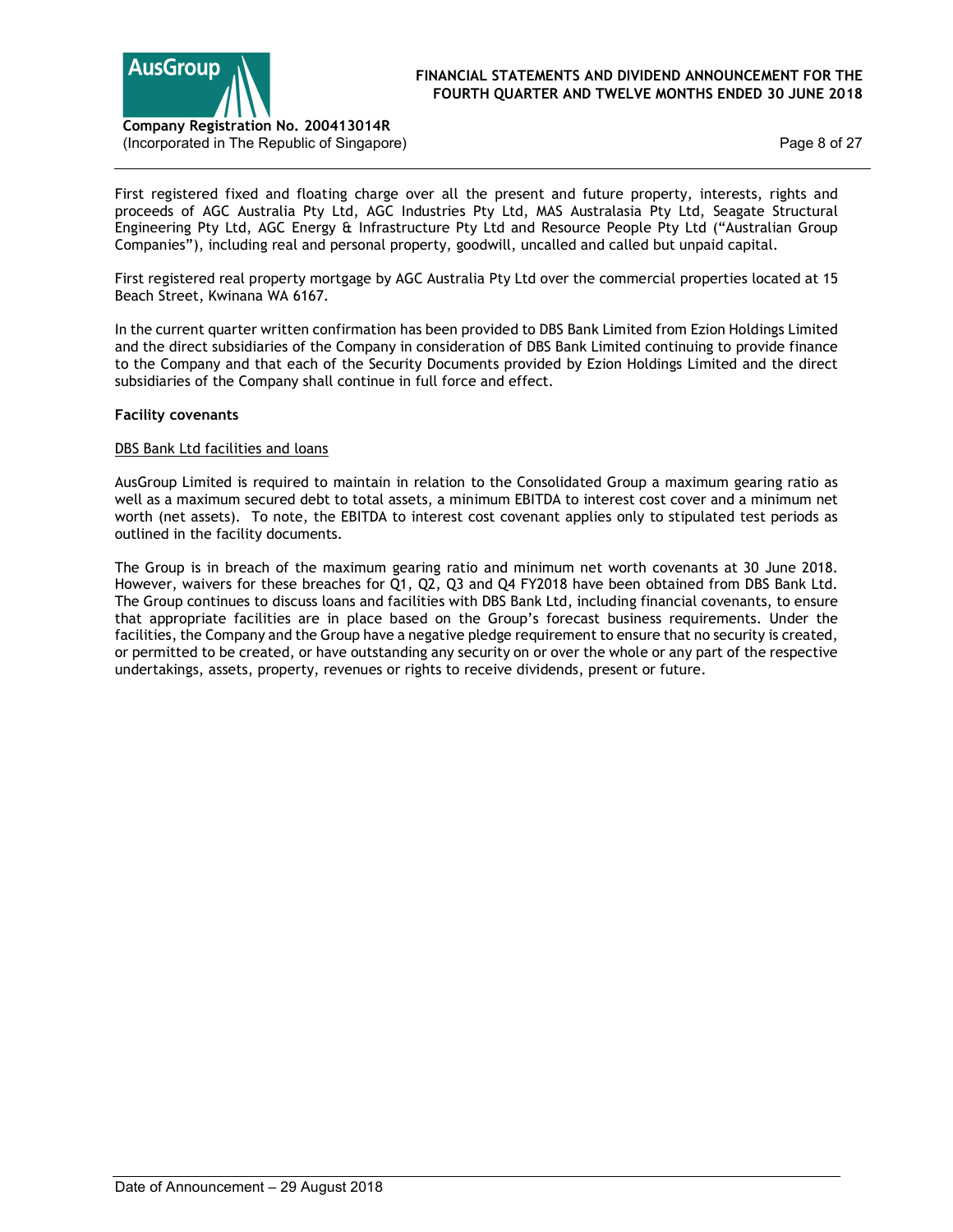First registered fixed and floating charge over all the present and future property, interests, rights and proceeds of AGC Australia Pty Ltd, AGC Industries Pty Ltd, MAS Australasia Pty Ltd, Seagate Structural Engineering Pty Ltd, AGC Energy & Infrastructure Pty Ltd and Resource People Pty Ltd ("Australian Group Companies"), including real and personal property, goodwill, uncalled and called but unpaid capital.

First registered real property mortgage by AGC Australia Pty Ltd over the commercial properties located at 15 Beach Street, Kwinana WA 6167.

In the current quarter written confirmation has been provided to DBS Bank Limited from Ezion Holdings Limited and the direct subsidiaries of the Company in consideration of DBS Bank Limited continuing to provide finance to the Company and that each of the Security Documents provided by Ezion Holdings Limited and the direct subsidiaries of the Company shall continue in full force and effect.

**Facility covenants**

DBS Bank Ltd facilities and loans

AusGroup Limited is required to maintain in relation to the Consolidated Group a maximum gearing ratio as well as a maximum secured debt to total assets, a minimum EBITDA to interest cost cover and a minimum net worth (net assets). To note, the EBITDA to interest cost covenant applies only to stipulated test periods as outlined in the facility documents.

The Group is in breach of the maximum gearing ratio and minimum net worth covenants at 30 June 2018. However, waivers for these breaches for Q1, Q2, Q3 and Q4 FY2018 have been obtained from DBS Bank Ltd. The Group continues to discuss loans and facilities with DBS Bank Ltd, including financial covenants, to ensure that appropriate facilities are in place based on the Group's forecast business requirements. Under the facilities, the Company and the Group have a negative pledge requirement to ensure that no security is created, or permitted to be created, or have outstanding any security on or over the whole or any part of the respective undertakings, assets, property, revenues or rights to receive dividends, present or future.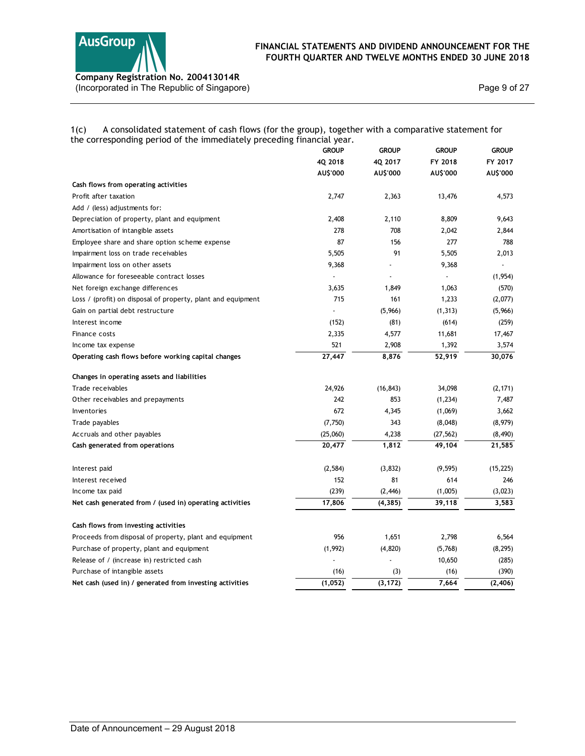1(c) A consolidated statement of cash flows (for the group), together with a comparative statement for the corresponding period of the immediately preceding financial year.

| | GROUP 4Q 2018 AU$'000 | GROUP 4Q 2017 AU$'000 | GROUP FY 2018 AU$'000 | GROUP FY 2017 AU$'000 |
|---|---|---|---|---|
| **Cash flows from operating activities** | | | | |
| Profit after taxation | 2,747 | 2,363 | 13,476 | 4,573 |
| Add / (less) adjustments for: | | | | |
| Depreciation of property, plant and equipment | 2,408 | 2,110 | 8,809 | 9,643 |
| Amortisation of intangible assets | 278 | 708 | 2,042 | 2,844 |
| Employee share and share option scheme expense | 87 | 156 | 277 | 788 |
| Impairment loss on trade receivables | 5,505 | 91 | 5,505 | 2,013 |
| Impairment loss on other assets | 9,368 | - | 9,368 | - |
| Allowance for foreseeable contract losses | - | - | - | (1,954) |
| Net foreign exchange differences | 3,635 | 1,849 | 1,063 | (570) |
| Loss / (profit) on disposal of property, plant and equipment | 715 | 161 | 1,233 | (2,077) |
| Gain on partial debt restructure | - | (5,966) | (1,313) | (5,966) |
| Interest income | (152) | (81) | (614) | (259) |
| Finance costs | 2,335 | 4,577 | 11,681 | 17,467 |
| Income tax expense | 521 | 2,908 | 1,392 | 3,574 |
| **Operating cash flows before working capital changes** | **27,447** | **8,876** | **52,919** | **30,076** |
| **Changes in operating assets and liabilities** | | | | |
| Trade receivables | 24,926 | (16,843) | 34,098 | (2,171) |
| Other receivables and prepayments | 242 | 853 | (1,234) | 7,487 |
| Inventories | 672 | 4,345 | (1,069) | 3,662 |
| Trade payables | (7,750) | 343 | (8,048) | (8,979) |
| Accruals and other payables | (25,060) | 4,238 | (27,562) | (8,490) |
| **Cash generated from operations** | **20,477** | **1,812** | **49,104** | **21,585** |
| Interest paid | (2,584) | (3,832) | (9,595) | (15,225) |
| Interest received | 152 | 81 | 614 | 246 |
| Income tax paid | (239) | (2,446) | (1,005) | (3,023) |
| **Net cash generated from / (used in) operating activities** | **17,806** | **(4,385)** | **39,118** | **3,583** |
| **Cash flows from investing activities** | | | | |
| Proceeds from disposal of property, plant and equipment | 956 | 1,651 | 2,798 | 6,564 |
| Purchase of property, plant and equipment | (1,992) | (4,820) | (5,768) | (8,295) |
| Release of / (increase in) restricted cash | - | - | 10,650 | (285) |
| Purchase of intangible assets | (16) | (3) | (16) | (390) |
| **Net cash (used in) / generated from investing activities** | **(1,052)** | **(3,172)** | **7,664** | **(2,406)** |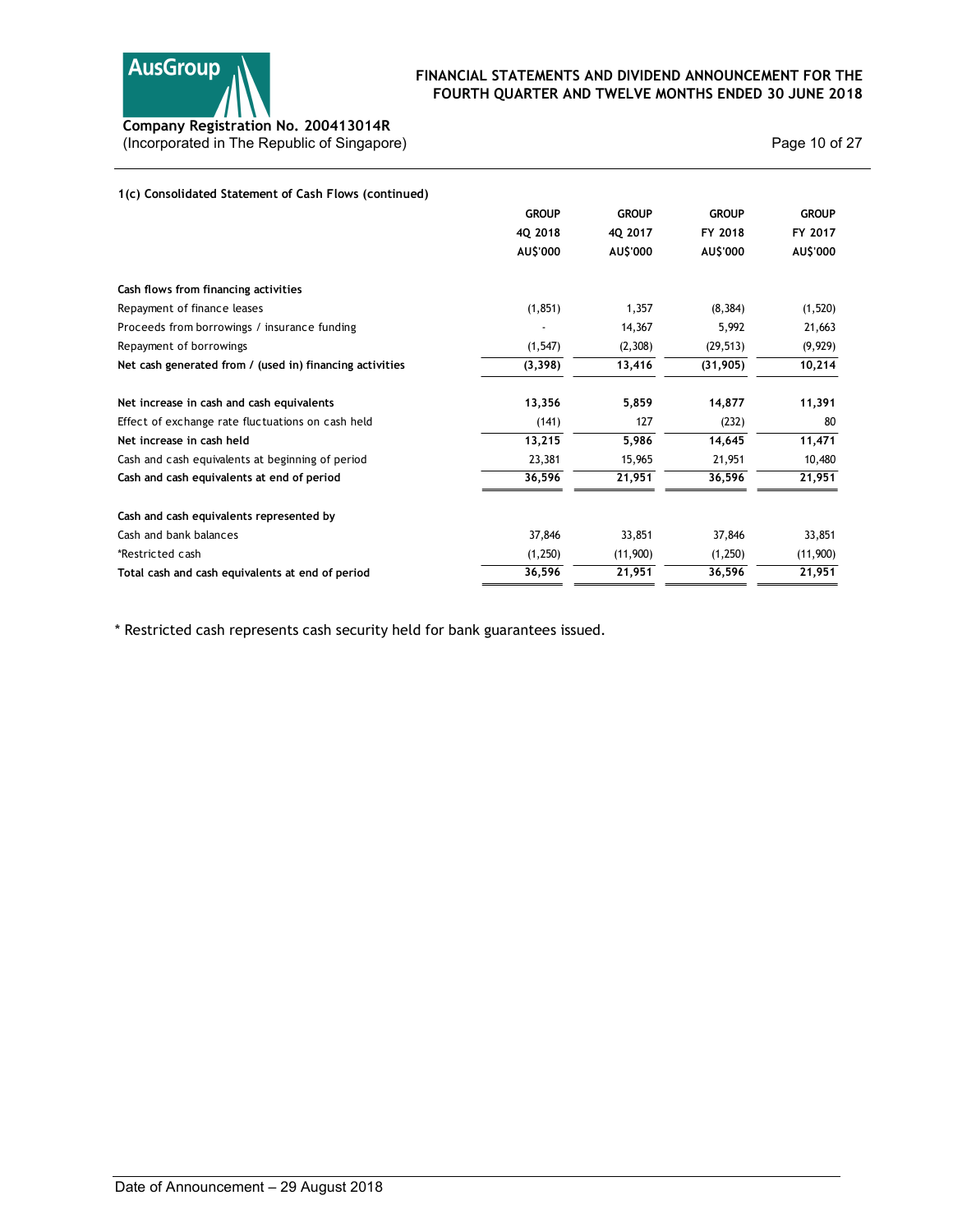### 1(c) Consolidated Statement of Cash Flows (continued)

| | GROUP 4Q 2018 AU$'000 | GROUP 4Q 2017 AU$'000 | GROUP FY 2018 AU$'000 | GROUP FY 2017 AU$'000 |
|---|---|---|---|---|
| **Cash flows from financing activities** | | | | |
| Repayment of finance leases | (1,851) | 1,357 | (8,384) | (1,520) |
| Proceeds from borrowings / insurance funding | - | 14,367 | 5,992 | 21,663 |
| Repayment of borrowings | (1,547) | (2,308) | (29,513) | (9,929) |
| **Net cash generated from / (used in) financing activities** | **(3,398)** | **13,416** | **(31,905)** | **10,214** |
| | | | | |
| **Net increase in cash and cash equivalents** | **13,356** | **5,859** | **14,877** | **11,391** |
| Effect of exchange rate fluctuations on cash held | (141) | 127 | (232) | 80 |
| **Net increase in cash held** | **13,215** | **5,986** | **14,645** | **11,471** |
| Cash and cash equivalents at beginning of period | 23,381 | 15,965 | 21,951 | 10,480 |
| **Cash and cash equivalents at end of period** | **36,596** | **21,951** | **36,596** | **21,951** |
| | | | | |
| **Cash and cash equivalents represented by** | | | | |
| Cash and bank balances | 37,846 | 33,851 | 37,846 | 33,851 |
| *Restricted cash | (1,250) | (11,900) | (1,250) | (11,900) |
| **Total cash and cash equivalents at end of period** | **36,596** | **21,951** | **36,596** | **21,951** |

* Restricted cash represents cash security held for bank guarantees issued.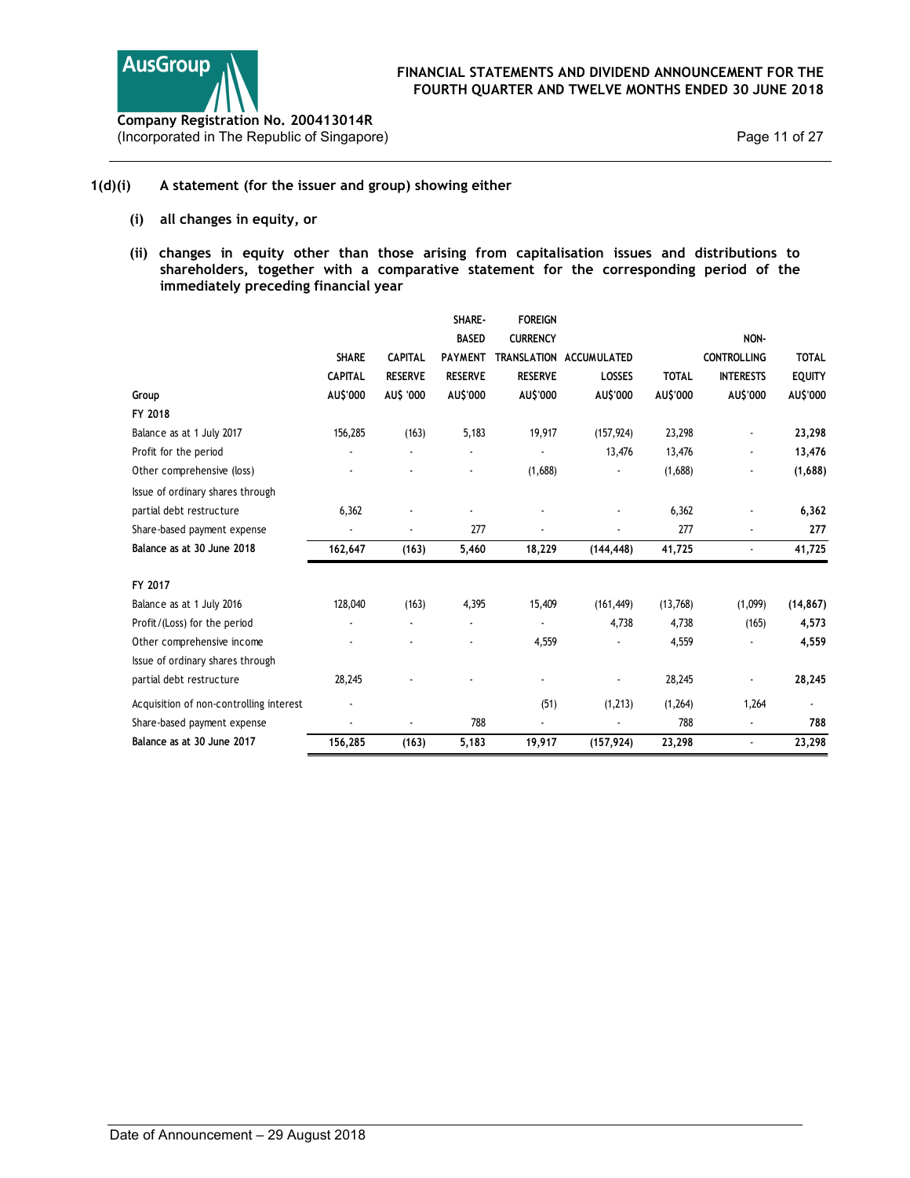**1(d)(i) A statement (for the issuer and group) showing either**

**(i) all changes in equity, or**

**(ii) changes in equity other than those arising from capitalisation issues and distributions to shareholders, together with a comparative statement for the corresponding period of the immediately preceding financial year**

| Group | SHARE CAPITAL AU$'000 | CAPITAL RESERVE AU$ '000 | SHARE-BASED PAYMENT RESERVE AU$'000 | FOREIGN CURRENCY TRANSLATION RESERVE AU$'000 | ACCUMULATED LOSSES AU$'000 | TOTAL AU$'000 | NON-CONTROLLING INTERESTS AU$'000 | TOTAL EQUITY AU$'000 |
|---|---|---|---|---|---|---|---|---|
| FY 2018 | | | | | | | | |
| Balance as at 1 July 2017 | 156,285 | (163) | 5,183 | 19,917 | (157,924) | 23,298 | - | **23,298** |
| Profit for the period | - | - | - | - | 13,476 | 13,476 | - | **13,476** |
| Other comprehensive (loss) | - | - | - | (1,688) | - | (1,688) | - | **(1,688)** |
| Issue of ordinary shares through partial debt restructure | 6,362 | - | - | - | - | 6,362 | - | **6,362** |
| Share-based payment expense | - | - | 277 | - | - | 277 | - | **277** |
| **Balance as at 30 June 2018** | **162,647** | **(163)** | **5,460** | **18,229** | **(144,448)** | **41,725** | **-** | **41,725** |
| FY 2017 | | | | | | | | |
| Balance as at 1 July 2016 | 128,040 | (163) | 4,395 | 15,409 | (161,449) | (13,768) | (1,099) | **(14,867)** |
| Profit/(Loss) for the period | - | - | - | - | 4,738 | 4,738 | (165) | **4,573** |
| Other comprehensive income | - | - | - | 4,559 | - | 4,559 | - | **4,559** |
| Issue of ordinary shares through partial debt restructure | 28,245 | | - | - | - | 28,245 | - | **28,245** |
| Acquisition of non-controlling interest | - | | | (51) | (1,213) | (1,264) | 1,264 | - |
| Share-based payment expense | - | - | 788 | - | - | 788 | - | **788** |
| **Balance as at 30 June 2017** | **156,285** | **(163)** | **5,183** | **19,917** | **(157,924)** | **23,298** | **-** | **23,298** |

Date of Announcement – 29 August 2018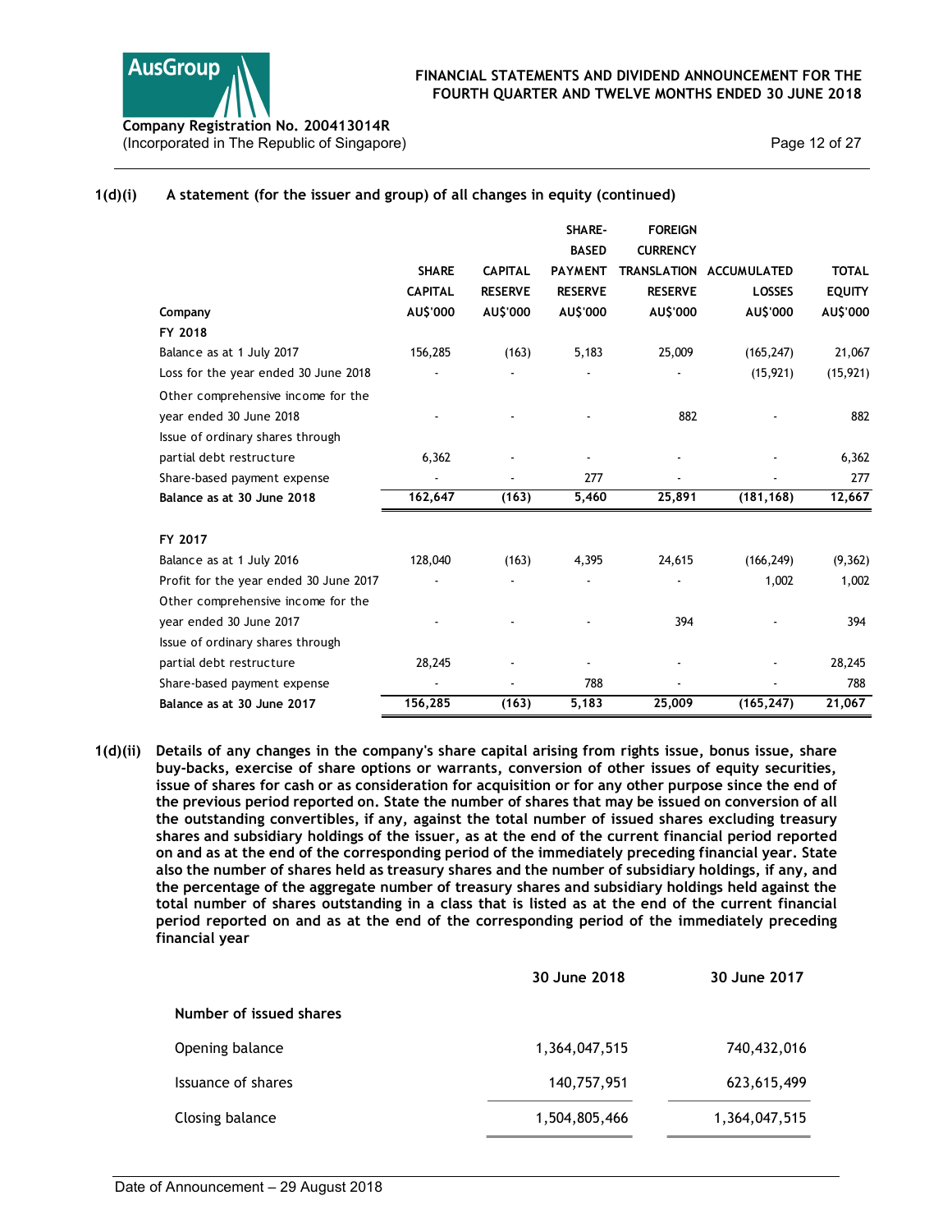**1(d)(i) A statement (for the issuer and group) of all changes in equity (continued)**

| Company | SHARE CAPITAL AU$'000 | CAPITAL RESERVE AU$'000 | SHARE-BASED PAYMENT RESERVE AU$'000 | FOREIGN CURRENCY TRANSLATION RESERVE AU$'000 | ACCUMULATED LOSSES AU$'000 | TOTAL EQUITY AU$'000 |
|---|---|---|---|---|---|---|
| **FY 2018** | | | | | | |
| Balance as at 1 July 2017 | 156,285 | (163) | 5,183 | 25,009 | (165,247) | 21,067 |
| Loss for the year ended 30 June 2018 | - | - | - | - | (15,921) | (15,921) |
| Other comprehensive income for the year ended 30 June 2018 | - | - | - | 882 | - | 882 |
| Issue of ordinary shares through partial debt restructure | 6,362 | - | - | - | - | 6,362 |
| Share-based payment expense | - | - | 277 | - | - | 277 |
| **Balance as at 30 June 2018** | **162,647** | **(163)** | **5,460** | **25,891** | **(181,168)** | **12,667** |
| **FY 2017** | | | | | | |
| Balance as at 1 July 2016 | 128,040 | (163) | 4,395 | 24,615 | (166,249) | (9,362) |
| Profit for the year ended 30 June 2017 | - | - | - | - | 1,002 | 1,002 |
| Other comprehensive income for the year ended 30 June 2017 | - | - | - | 394 | - | 394 |
| Issue of ordinary shares through partial debt restructure | 28,245 | - | - | - | - | 28,245 |
| Share-based payment expense | - | - | 788 | - | - | 788 |
| **Balance as at 30 June 2017** | **156,285** | **(163)** | **5,183** | **25,009** | **(165,247)** | **21,067** |

**1(d)(ii) Details of any changes in the company's share capital arising from rights issue, bonus issue, share buy-backs, exercise of share options or warrants, conversion of other issues of equity securities, issue of shares for cash or as consideration for acquisition or for any other purpose since the end of the previous period reported on. State the number of shares that may be issued on conversion of all the outstanding convertibles, if any, against the total number of issued shares excluding treasury shares and subsidiary holdings of the issuer, as at the end of the current financial period reported on and as at the end of the corresponding period of the immediately preceding financial year. State also the number of shares held as treasury shares and the number of subsidiary holdings, if any, and the percentage of the aggregate number of treasury shares and subsidiary holdings held against the total number of shares outstanding in a class that is listed as at the end of the current financial period reported on and as at the end of the corresponding period of the immediately preceding financial year**

| | 30 June 2018 | 30 June 2017 |
|---|---|---|
| **Number of issued shares** | | |
| Opening balance | 1,364,047,515 | 740,432,016 |
| Issuance of shares | 140,757,951 | 623,615,499 |
| Closing balance | 1,504,805,466 | 1,364,047,515 |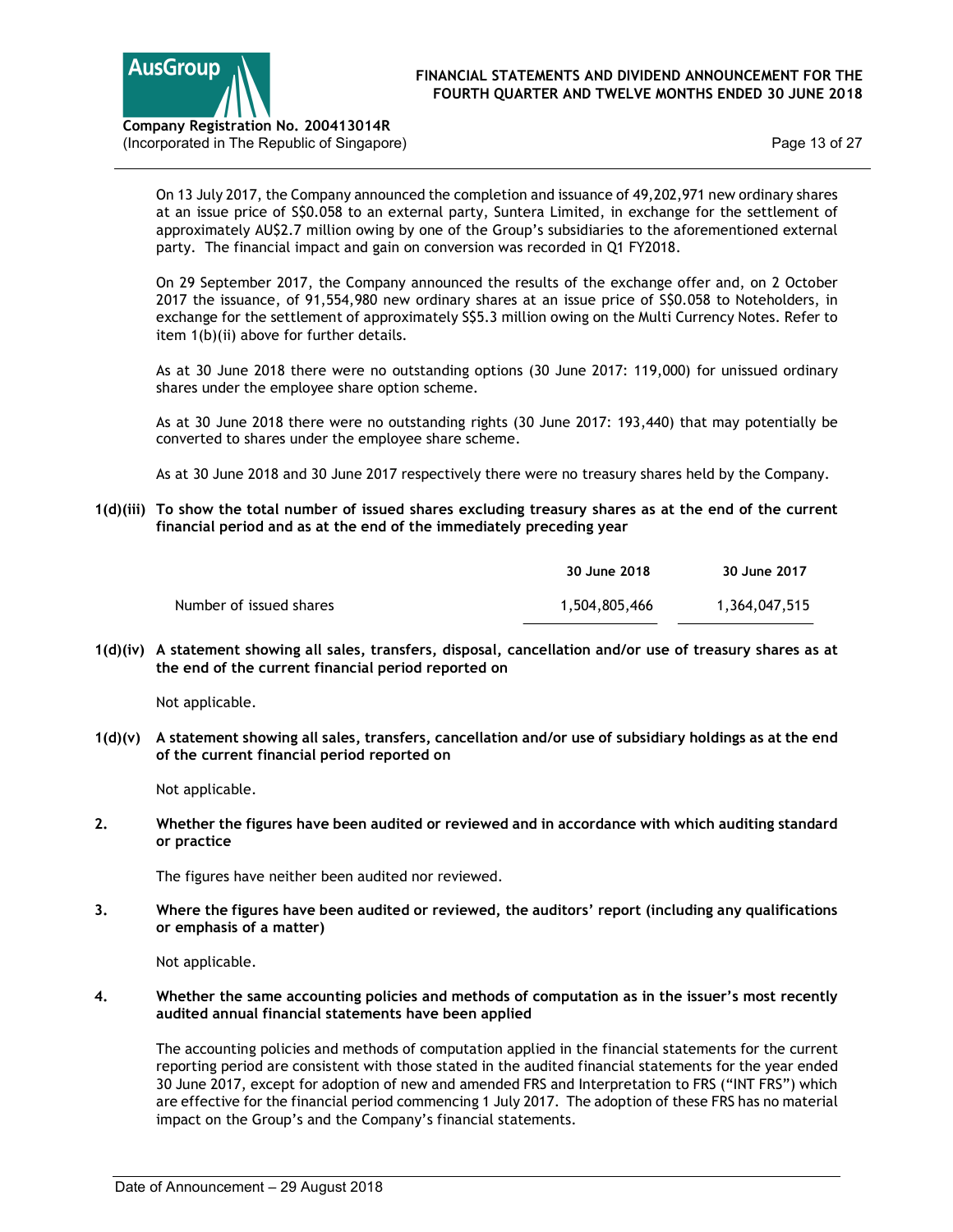On 13 July 2017, the Company announced the completion and issuance of 49,202,971 new ordinary shares at an issue price of S$0.058 to an external party, Suntera Limited, in exchange for the settlement of approximately AU$2.7 million owing by one of the Group's subsidiaries to the aforementioned external party. The financial impact and gain on conversion was recorded in Q1 FY2018.

On 29 September 2017, the Company announced the results of the exchange offer and, on 2 October 2017 the issuance, of 91,554,980 new ordinary shares at an issue price of S$0.058 to Noteholders, in exchange for the settlement of approximately S$5.3 million owing on the Multi Currency Notes. Refer to item 1(b)(ii) above for further details.

As at 30 June 2018 there were no outstanding options (30 June 2017: 119,000) for unissued ordinary shares under the employee share option scheme.

As at 30 June 2018 there were no outstanding rights (30 June 2017: 193,440) that may potentially be converted to shares under the employee share scheme.

As at 30 June 2018 and 30 June 2017 respectively there were no treasury shares held by the Company.

**1(d)(iii) To show the total number of issued shares excluding treasury shares as at the end of the current financial period and as at the end of the immediately preceding year**

| | 30 June 2018 | 30 June 2017 |
|---|---|---|
| Number of issued shares | 1,504,805,466 | 1,364,047,515 |

**1(d)(iv) A statement showing all sales, transfers, disposal, cancellation and/or use of treasury shares as at the end of the current financial period reported on**

Not applicable.

**1(d)(v) A statement showing all sales, transfers, cancellation and/or use of subsidiary holdings as at the end of the current financial period reported on**

Not applicable.

**2. Whether the figures have been audited or reviewed and in accordance with which auditing standard or practice**

The figures have neither been audited nor reviewed.

**3. Where the figures have been audited or reviewed, the auditors' report (including any qualifications or emphasis of a matter)**

Not applicable.

**4. Whether the same accounting policies and methods of computation as in the issuer's most recently audited annual financial statements have been applied**

The accounting policies and methods of computation applied in the financial statements for the current reporting period are consistent with those stated in the audited financial statements for the year ended 30 June 2017, except for adoption of new and amended FRS and Interpretation to FRS ("INT FRS") which are effective for the financial period commencing 1 July 2017. The adoption of these FRS has no material impact on the Group's and the Company's financial statements.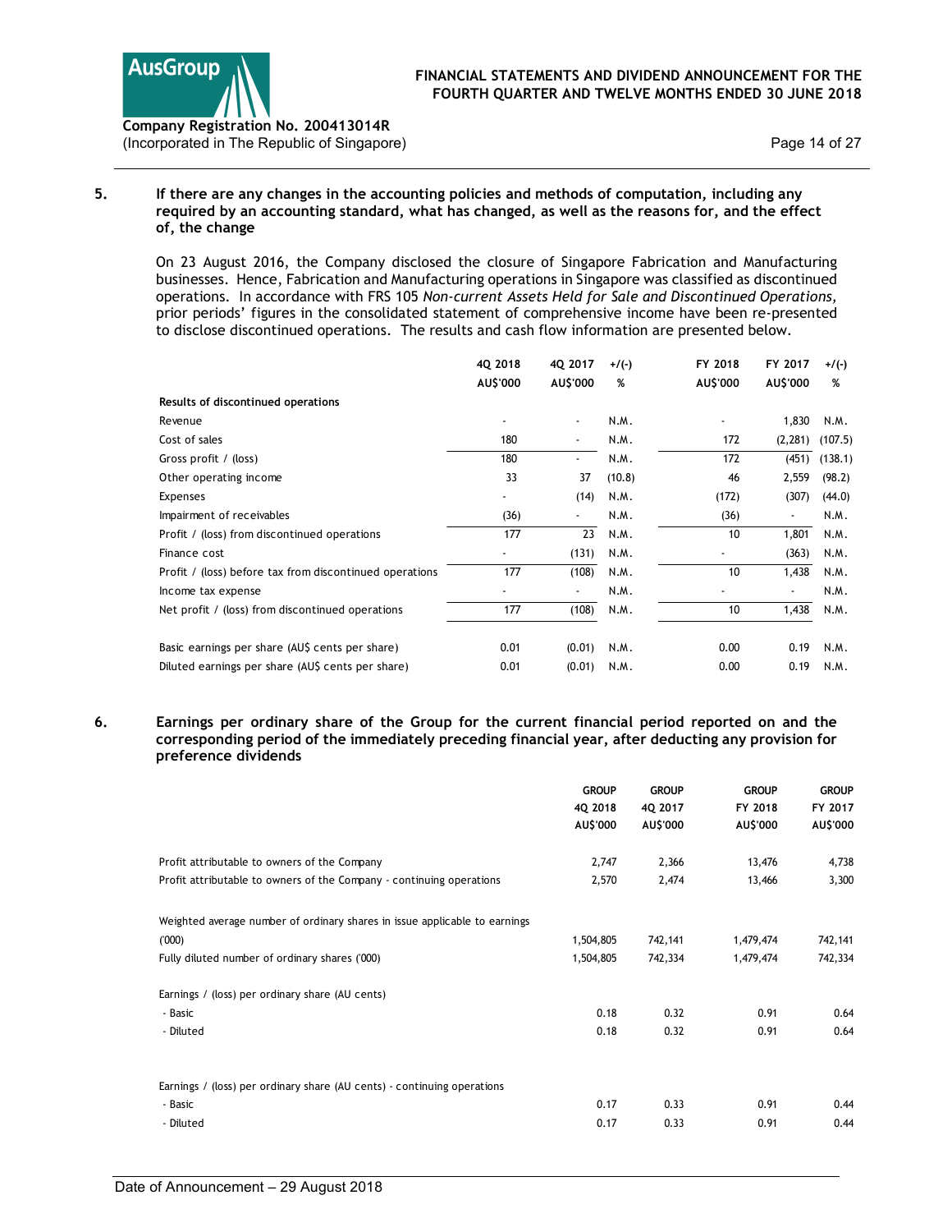## 5. If there are any changes in the accounting policies and methods of computation, including any required by an accounting standard, what has changed, as well as the reasons for, and the effect of, the change

On 23 August 2016, the Company disclosed the closure of Singapore Fabrication and Manufacturing businesses. Hence, Fabrication and Manufacturing operations in Singapore was classified as discontinued operations. In accordance with FRS 105 *Non-current Assets Held for Sale and Discontinued Operations,* prior periods' figures in the consolidated statement of comprehensive income have been re-presented to disclose discontinued operations. The results and cash flow information are presented below.

| | 4Q 2018 AU$'000 | 4Q 2017 AU$'000 | +/(-) % | FY 2018 AU$'000 | FY 2017 AU$'000 | +/(-) % |
|---|---|---|---|---|---|---|
| **Results of discontinued operations** | | | | | | |
| Revenue | - | - | N.M. | - | 1,830 | N.M. |
| Cost of sales | 180 | - | N.M. | 172 | (2,281) | (107.5) |
| Gross profit / (loss) | 180 | - | N.M. | 172 | (451) | (138.1) |
| Other operating income | 33 | 37 | (10.8) | 46 | 2,559 | (98.2) |
| Expenses | - | (14) | N.M. | (172) | (307) | (44.0) |
| Impairment of receivables | (36) | - | N.M. | (36) | - | N.M. |
| Profit / (loss) from discontinued operations | 177 | 23 | N.M. | 10 | 1,801 | N.M. |
| Finance cost | - | (131) | N.M. | - | (363) | N.M. |
| Profit / (loss) before tax from discontinued operations | 177 | (108) | N.M. | 10 | 1,438 | N.M. |
| Income tax expense | - | - | N.M. | - | - | N.M. |
| Net profit / (loss) from discontinued operations | 177 | (108) | N.M. | 10 | 1,438 | N.M. |
| | | | | | | |
| Basic earnings per share (AU$ cents per share) | 0.01 | (0.01) | N.M. | 0.00 | 0.19 | N.M. |
| Diluted earnings per share (AU$ cents per share) | 0.01 | (0.01) | N.M. | 0.00 | 0.19 | N.M. |

## 6. Earnings per ordinary share of the Group for the current financial period reported on and the corresponding period of the immediately preceding financial year, after deducting any provision for preference dividends

| | GROUP 4Q 2018 AU$'000 | GROUP 4Q 2017 AU$'000 | GROUP FY 2018 AU$'000 | GROUP FY 2017 AU$'000 |
|---|---|---|---|---|
| Profit attributable to owners of the Company | 2,747 | 2,366 | 13,476 | 4,738 |
| Profit attributable to owners of the Company - continuing operations | 2,570 | 2,474 | 13,466 | 3,300 |
| | | | | |
| Weighted average number of ordinary shares in issue applicable to earnings ('000) | 1,504,805 | 742,141 | 1,479,474 | 742,141 |
| Fully diluted number of ordinary shares ('000) | 1,504,805 | 742,334 | 1,479,474 | 742,334 |
| | | | | |
| Earnings / (loss) per ordinary share (AU cents) | | | | |
| - Basic | 0.18 | 0.32 | 0.91 | 0.64 |
| - Diluted | 0.18 | 0.32 | 0.91 | 0.64 |
| | | | | |
| Earnings / (loss) per ordinary share (AU cents) - continuing operations | | | | |
| - Basic | 0.17 | 0.33 | 0.91 | 0.44 |
| - Diluted | 0.17 | 0.33 | 0.91 | 0.44 |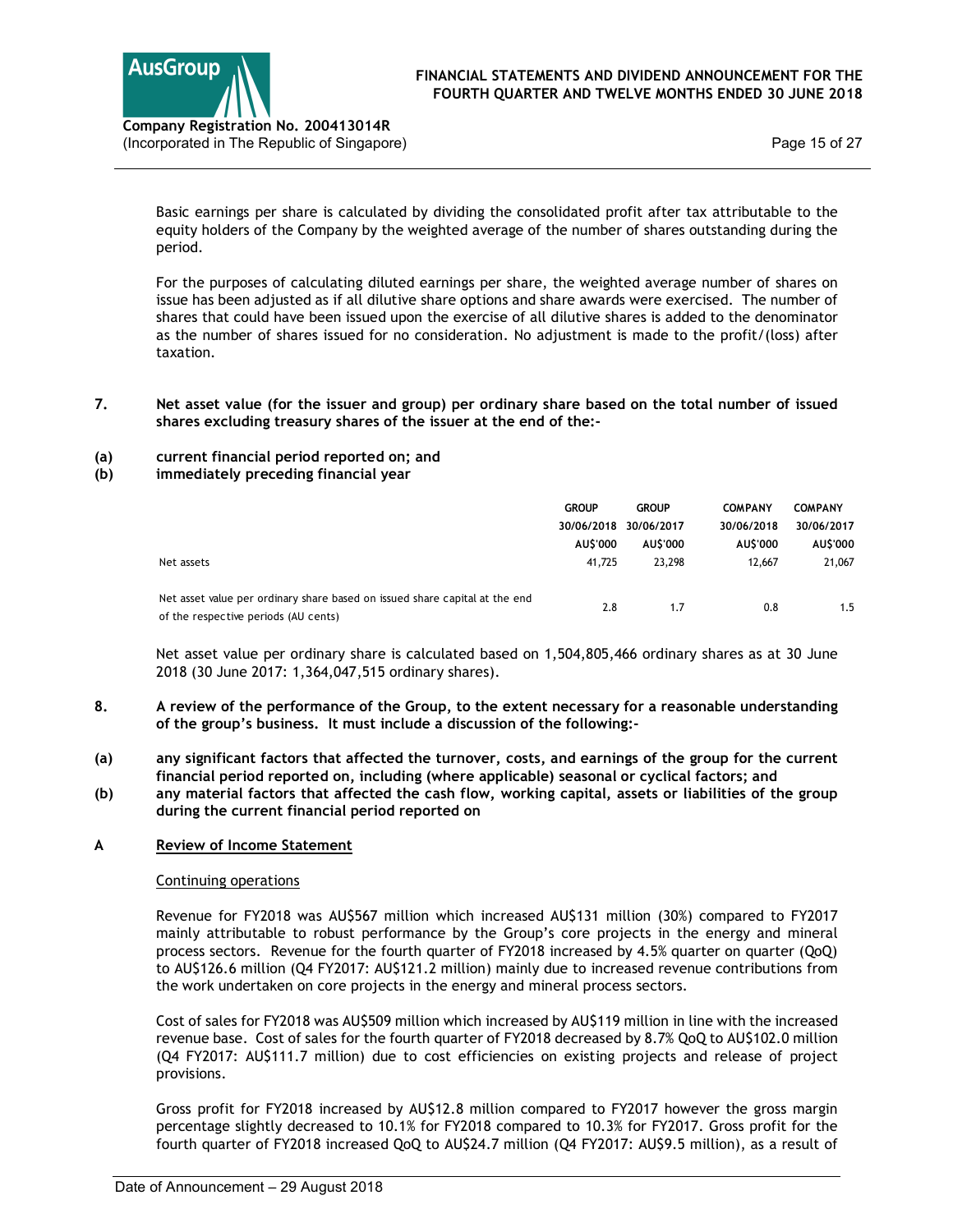Basic earnings per share is calculated by dividing the consolidated profit after tax attributable to the equity holders of the Company by the weighted average of the number of shares outstanding during the period.

For the purposes of calculating diluted earnings per share, the weighted average number of shares on issue has been adjusted as if all dilutive share options and share awards were exercised. The number of shares that could have been issued upon the exercise of all dilutive shares is added to the denominator as the number of shares issued for no consideration. No adjustment is made to the profit/(loss) after taxation.

**7. Net asset value (for the issuer and group) per ordinary share based on the total number of issued shares excluding treasury shares of the issuer at the end of the:-**

**(a) current financial period reported on; and**

**(b) immediately preceding financial year**

| | GROUP | GROUP | COMPANY | COMPANY |
|---|---|---|---|---|
| | 30/06/2018 | 30/06/2017 | 30/06/2018 | 30/06/2017 |
| | AU$'000 | AU$'000 | AU$'000 | AU$'000 |
| Net assets | 41,725 | 23,298 | 12,667 | 21,067 |
| Net asset value per ordinary share based on issued share capital at the end of the respective periods (AU cents) | 2.8 | 1.7 | 0.8 | 1.5 |

Net asset value per ordinary share is calculated based on 1,504,805,466 ordinary shares as at 30 June 2018 (30 June 2017: 1,364,047,515 ordinary shares).

**8. A review of the performance of the Group, to the extent necessary for a reasonable understanding of the group's business. It must include a discussion of the following:-**

**(a) any significant factors that affected the turnover, costs, and earnings of the group for the current financial period reported on, including (where applicable) seasonal or cyclical factors; and**

**(b) any material factors that affected the cash flow, working capital, assets or liabilities of the group during the current financial period reported on**

**A <u>Review of Income Statement</u>**

<u>Continuing operations</u>

Revenue for FY2018 was AU$567 million which increased AU$131 million (30%) compared to FY2017 mainly attributable to robust performance by the Group's core projects in the energy and mineral process sectors. Revenue for the fourth quarter of FY2018 increased by 4.5% quarter on quarter (QoQ) to AU$126.6 million (Q4 FY2017: AU$121.2 million) mainly due to increased revenue contributions from the work undertaken on core projects in the energy and mineral process sectors.

Cost of sales for FY2018 was AU$509 million which increased by AU$119 million in line with the increased revenue base. Cost of sales for the fourth quarter of FY2018 decreased by 8.7% QoQ to AU$102.0 million (Q4 FY2017: AU$111.7 million) due to cost efficiencies on existing projects and release of project provisions.

Gross profit for FY2018 increased by AU$12.8 million compared to FY2017 however the gross margin percentage slightly decreased to 10.1% for FY2018 compared to 10.3% for FY2017. Gross profit for the fourth quarter of FY2018 increased QoQ to AU$24.7 million (Q4 FY2017: AU$9.5 million), as a result of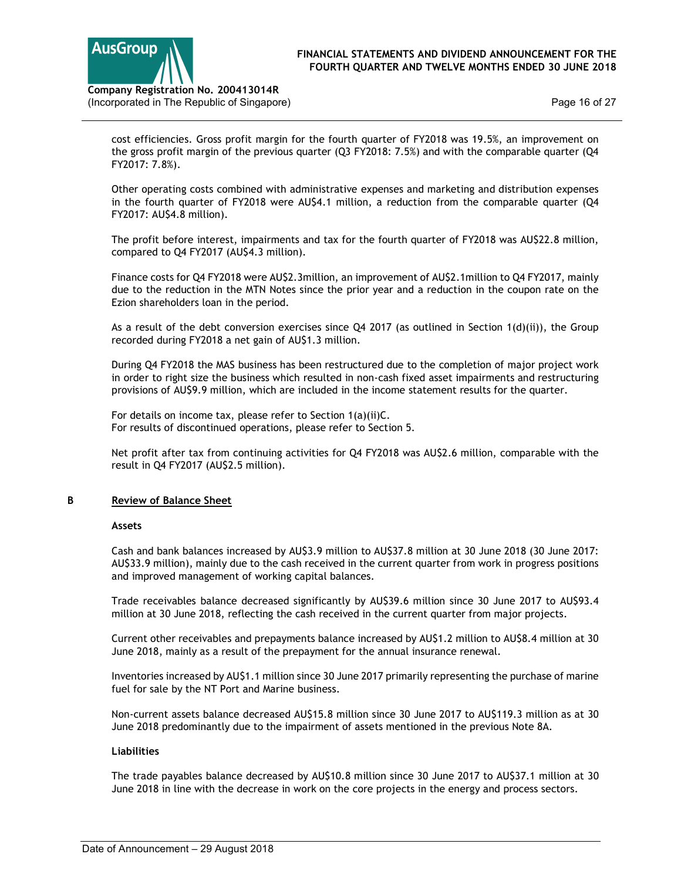cost efficiencies. Gross profit margin for the fourth quarter of FY2018 was 19.5%, an improvement on the gross profit margin of the previous quarter (Q3 FY2018: 7.5%) and with the comparable quarter (Q4 FY2017: 7.8%).

Other operating costs combined with administrative expenses and marketing and distribution expenses in the fourth quarter of FY2018 were AU$4.1 million, a reduction from the comparable quarter (Q4 FY2017: AU$4.8 million).

The profit before interest, impairments and tax for the fourth quarter of FY2018 was AU$22.8 million, compared to Q4 FY2017 (AU$4.3 million).

Finance costs for Q4 FY2018 were AU$2.3million, an improvement of AU$2.1million to Q4 FY2017, mainly due to the reduction in the MTN Notes since the prior year and a reduction in the coupon rate on the Ezion shareholders loan in the period.

As a result of the debt conversion exercises since Q4 2017 (as outlined in Section 1(d)(ii)), the Group recorded during FY2018 a net gain of AU$1.3 million.

During Q4 FY2018 the MAS business has been restructured due to the completion of major project work in order to right size the business which resulted in non-cash fixed asset impairments and restructuring provisions of AU$9.9 million, which are included in the income statement results for the quarter.

For details on income tax, please refer to Section 1(a)(ii)C.
For results of discontinued operations, please refer to Section 5.

Net profit after tax from continuing activities for Q4 FY2018 was AU$2.6 million, comparable with the result in Q4 FY2017 (AU$2.5 million).

## B Review of Balance Sheet

**Assets**

Cash and bank balances increased by AU$3.9 million to AU$37.8 million at 30 June 2018 (30 June 2017: AU$33.9 million), mainly due to the cash received in the current quarter from work in progress positions and improved management of working capital balances.

Trade receivables balance decreased significantly by AU$39.6 million since 30 June 2017 to AU$93.4 million at 30 June 2018, reflecting the cash received in the current quarter from major projects.

Current other receivables and prepayments balance increased by AU$1.2 million to AU$8.4 million at 30 June 2018, mainly as a result of the prepayment for the annual insurance renewal.

Inventories increased by AU$1.1 million since 30 June 2017 primarily representing the purchase of marine fuel for sale by the NT Port and Marine business.

Non-current assets balance decreased AU$15.8 million since 30 June 2017 to AU$119.3 million as at 30 June 2018 predominantly due to the impairment of assets mentioned in the previous Note 8A.

**Liabilities**

The trade payables balance decreased by AU$10.8 million since 30 June 2017 to AU$37.1 million at 30 June 2018 in line with the decrease in work on the core projects in the energy and process sectors.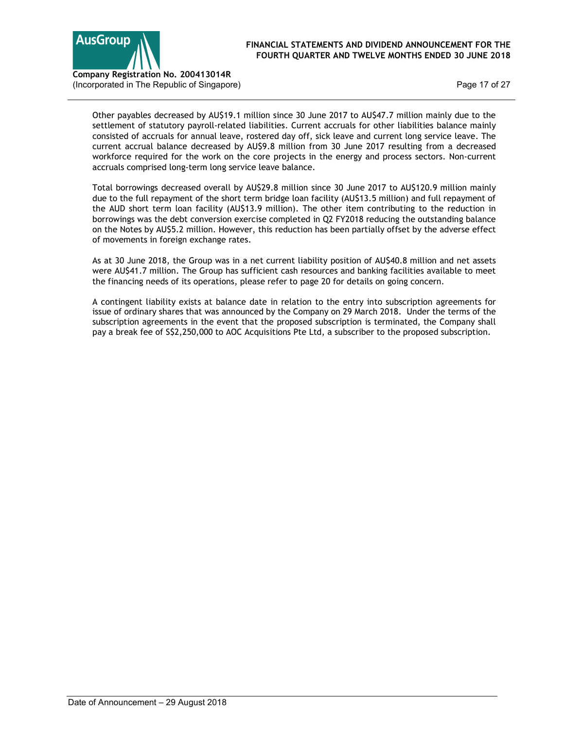Other payables decreased by AU$19.1 million since 30 June 2017 to AU$47.7 million mainly due to the settlement of statutory payroll-related liabilities. Current accruals for other liabilities balance mainly consisted of accruals for annual leave, rostered day off, sick leave and current long service leave. The current accrual balance decreased by AU$9.8 million from 30 June 2017 resulting from a decreased workforce required for the work on the core projects in the energy and process sectors. Non-current accruals comprised long-term long service leave balance.

Total borrowings decreased overall by AU$29.8 million since 30 June 2017 to AU$120.9 million mainly due to the full repayment of the short term bridge loan facility (AU$13.5 million) and full repayment of the AUD short term loan facility (AU$13.9 million). The other item contributing to the reduction in borrowings was the debt conversion exercise completed in Q2 FY2018 reducing the outstanding balance on the Notes by AU$5.2 million. However, this reduction has been partially offset by the adverse effect of movements in foreign exchange rates.

As at 30 June 2018, the Group was in a net current liability position of AU$40.8 million and net assets were AU$41.7 million. The Group has sufficient cash resources and banking facilities available to meet the financing needs of its operations, please refer to page 20 for details on going concern.

A contingent liability exists at balance date in relation to the entry into subscription agreements for issue of ordinary shares that was announced by the Company on 29 March 2018. Under the terms of the subscription agreements in the event that the proposed subscription is terminated, the Company shall pay a break fee of S$2,250,000 to AOC Acquisitions Pte Ltd, a subscriber to the proposed subscription.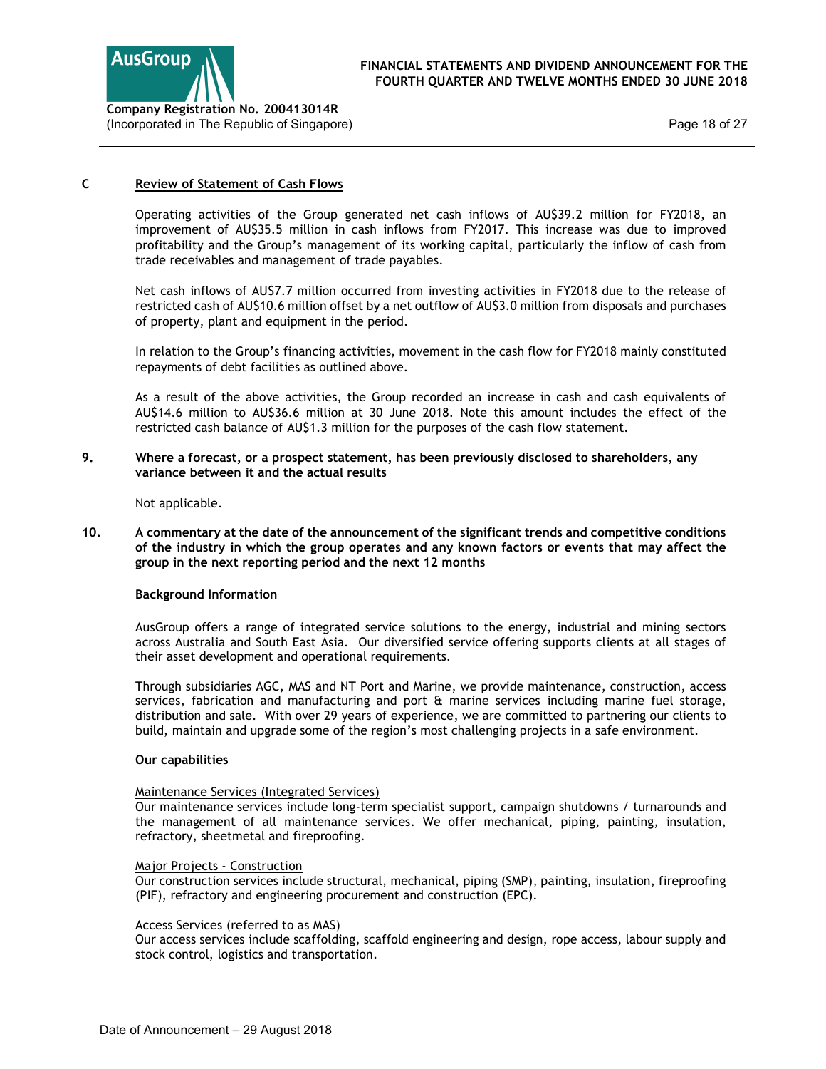## C Review of Statement of Cash Flows

Operating activities of the Group generated net cash inflows of AU$39.2 million for FY2018, an improvement of AU$35.5 million in cash inflows from FY2017. This increase was due to improved profitability and the Group's management of its working capital, particularly the inflow of cash from trade receivables and management of trade payables.

Net cash inflows of AU$7.7 million occurred from investing activities in FY2018 due to the release of restricted cash of AU$10.6 million offset by a net outflow of AU$3.0 million from disposals and purchases of property, plant and equipment in the period.

In relation to the Group's financing activities, movement in the cash flow for FY2018 mainly constituted repayments of debt facilities as outlined above.

As a result of the above activities, the Group recorded an increase in cash and cash equivalents of AU$14.6 million to AU$36.6 million at 30 June 2018. Note this amount includes the effect of the restricted cash balance of AU$1.3 million for the purposes of the cash flow statement.

## 9. Where a forecast, or a prospect statement, has been previously disclosed to shareholders, any variance between it and the actual results

Not applicable.

## 10. A commentary at the date of the announcement of the significant trends and competitive conditions of the industry in which the group operates and any known factors or events that may affect the group in the next reporting period and the next 12 months

**Background Information**

AusGroup offers a range of integrated service solutions to the energy, industrial and mining sectors across Australia and South East Asia. Our diversified service offering supports clients at all stages of their asset development and operational requirements.

Through subsidiaries AGC, MAS and NT Port and Marine, we provide maintenance, construction, access services, fabrication and manufacturing and port & marine services including marine fuel storage, distribution and sale. With over 29 years of experience, we are committed to partnering our clients to build, maintain and upgrade some of the region's most challenging projects in a safe environment.

**Our capabilities**

Maintenance Services (Integrated Services)
Our maintenance services include long-term specialist support, campaign shutdowns / turnarounds and the management of all maintenance services. We offer mechanical, piping, painting, insulation, refractory, sheetmetal and fireproofing.

Major Projects - Construction
Our construction services include structural, mechanical, piping (SMP), painting, insulation, fireproofing (PIF), refractory and engineering procurement and construction (EPC).

Access Services (referred to as MAS)
Our access services include scaffolding, scaffold engineering and design, rope access, labour supply and stock control, logistics and transportation.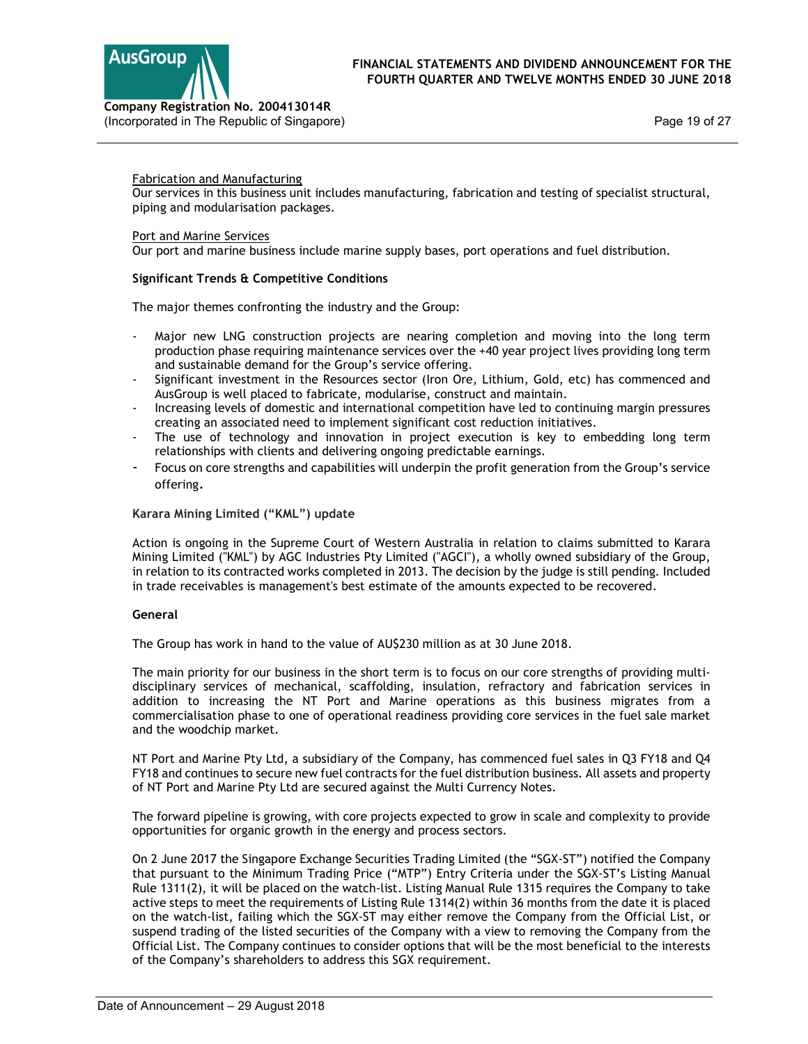Fabrication and Manufacturing

Our services in this business unit includes manufacturing, fabrication and testing of specialist structural, piping and modularisation packages.

Port and Marine Services

Our port and marine business include marine supply bases, port operations and fuel distribution.

**Significant Trends & Competitive Conditions**

The major themes confronting the industry and the Group:

- Major new LNG construction projects are nearing completion and moving into the long term production phase requiring maintenance services over the +40 year project lives providing long term and sustainable demand for the Group's service offering.
- Significant investment in the Resources sector (Iron Ore, Lithium, Gold, etc) has commenced and AusGroup is well placed to fabricate, modularise, construct and maintain.
- Increasing levels of domestic and international competition have led to continuing margin pressures creating an associated need to implement significant cost reduction initiatives.
- The use of technology and innovation in project execution is key to embedding long term relationships with clients and delivering ongoing predictable earnings.
- Focus on core strengths and capabilities will underpin the profit generation from the Group's service offering.

**Karara Mining Limited ("KML") update**

Action is ongoing in the Supreme Court of Western Australia in relation to claims submitted to Karara Mining Limited ("KML") by AGC Industries Pty Limited ("AGCI"), a wholly owned subsidiary of the Group, in relation to its contracted works completed in 2013. The decision by the judge is still pending. Included in trade receivables is management's best estimate of the amounts expected to be recovered.

**General**

The Group has work in hand to the value of AU$230 million as at 30 June 2018.

The main priority for our business in the short term is to focus on our core strengths of providing multi-disciplinary services of mechanical, scaffolding, insulation, refractory and fabrication services in addition to increasing the NT Port and Marine operations as this business migrates from a commercialisation phase to one of operational readiness providing core services in the fuel sale market and the woodchip market.

NT Port and Marine Pty Ltd, a subsidiary of the Company, has commenced fuel sales in Q3 FY18 and Q4 FY18 and continues to secure new fuel contracts for the fuel distribution business. All assets and property of NT Port and Marine Pty Ltd are secured against the Multi Currency Notes.

The forward pipeline is growing, with core projects expected to grow in scale and complexity to provide opportunities for organic growth in the energy and process sectors.

On 2 June 2017 the Singapore Exchange Securities Trading Limited (the "SGX-ST") notified the Company that pursuant to the Minimum Trading Price ("MTP") Entry Criteria under the SGX-ST's Listing Manual Rule 1311(2), it will be placed on the watch-list. Listing Manual Rule 1315 requires the Company to take active steps to meet the requirements of Listing Rule 1314(2) within 36 months from the date it is placed on the watch-list, failing which the SGX-ST may either remove the Company from the Official List, or suspend trading of the listed securities of the Company with a view to removing the Company from the Official List. The Company continues to consider options that will be the most beneficial to the interests of the Company's shareholders to address this SGX requirement.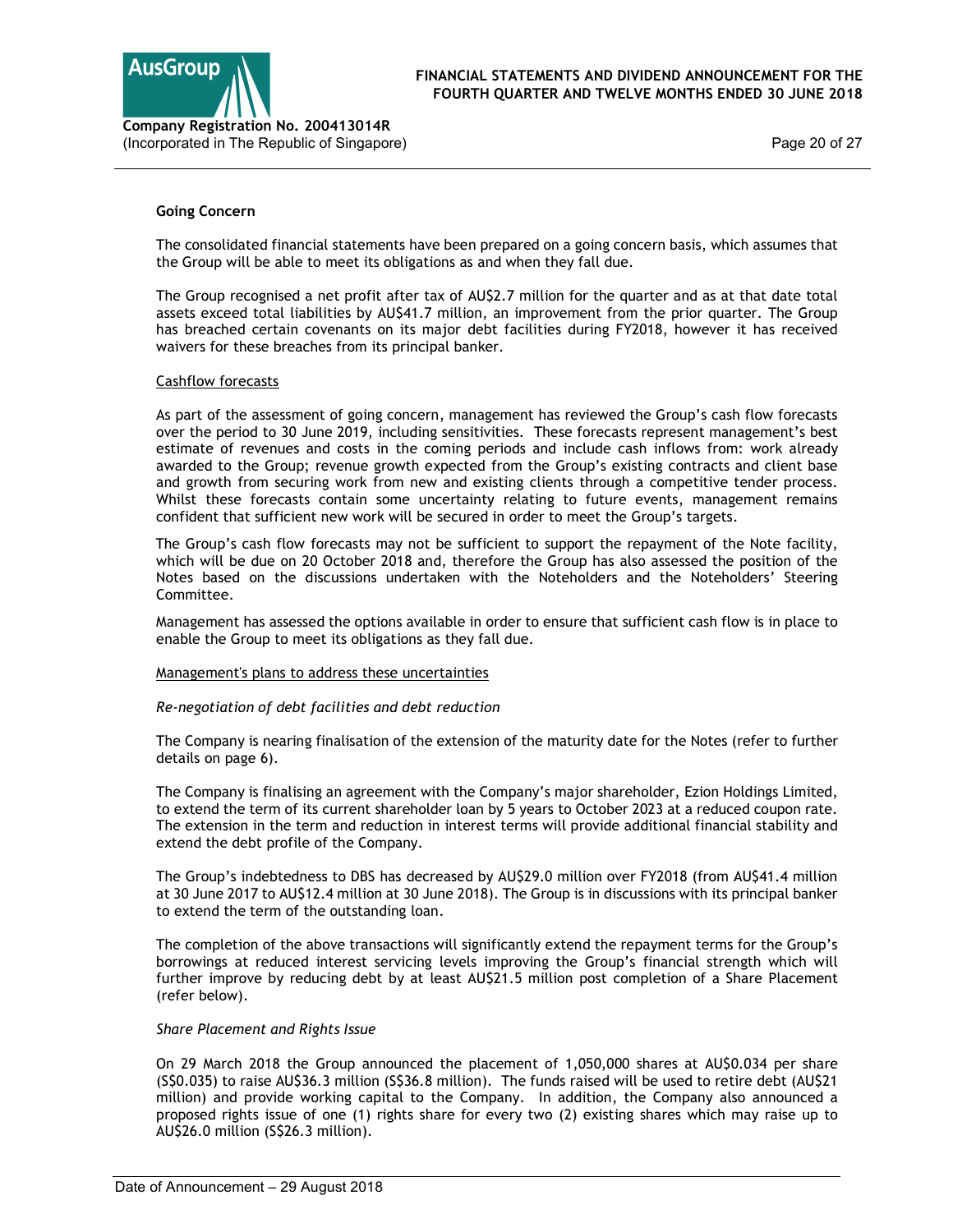**Going Concern**

The consolidated financial statements have been prepared on a going concern basis, which assumes that the Group will be able to meet its obligations as and when they fall due.

The Group recognised a net profit after tax of AU$2.7 million for the quarter and as at that date total assets exceed total liabilities by AU$41.7 million, an improvement from the prior quarter. The Group has breached certain covenants on its major debt facilities during FY2018, however it has received waivers for these breaches from its principal banker.

Cashflow forecasts

As part of the assessment of going concern, management has reviewed the Group's cash flow forecasts over the period to 30 June 2019, including sensitivities. These forecasts represent management's best estimate of revenues and costs in the coming periods and include cash inflows from: work already awarded to the Group; revenue growth expected from the Group's existing contracts and client base and growth from securing work from new and existing clients through a competitive tender process. Whilst these forecasts contain some uncertainty relating to future events, management remains confident that sufficient new work will be secured in order to meet the Group's targets.

The Group's cash flow forecasts may not be sufficient to support the repayment of the Note facility, which will be due on 20 October 2018 and, therefore the Group has also assessed the position of the Notes based on the discussions undertaken with the Noteholders and the Noteholders' Steering Committee.

Management has assessed the options available in order to ensure that sufficient cash flow is in place to enable the Group to meet its obligations as they fall due.

Management's plans to address these uncertainties

*Re-negotiation of debt facilities and debt reduction*

The Company is nearing finalisation of the extension of the maturity date for the Notes (refer to further details on page 6).

The Company is finalising an agreement with the Company's major shareholder, Ezion Holdings Limited, to extend the term of its current shareholder loan by 5 years to October 2023 at a reduced coupon rate. The extension in the term and reduction in interest terms will provide additional financial stability and extend the debt profile of the Company.

The Group's indebtedness to DBS has decreased by AU$29.0 million over FY2018 (from AU$41.4 million at 30 June 2017 to AU$12.4 million at 30 June 2018). The Group is in discussions with its principal banker to extend the term of the outstanding loan.

The completion of the above transactions will significantly extend the repayment terms for the Group's borrowings at reduced interest servicing levels improving the Group's financial strength which will further improve by reducing debt by at least AU$21.5 million post completion of a Share Placement (refer below).

*Share Placement and Rights Issue*

On 29 March 2018 the Group announced the placement of 1,050,000 shares at AU$0.034 per share (S$0.035) to raise AU$36.3 million (S$36.8 million). The funds raised will be used to retire debt (AU$21 million) and provide working capital to the Company. In addition, the Company also announced a proposed rights issue of one (1) rights share for every two (2) existing shares which may raise up to AU$26.0 million (S$26.3 million).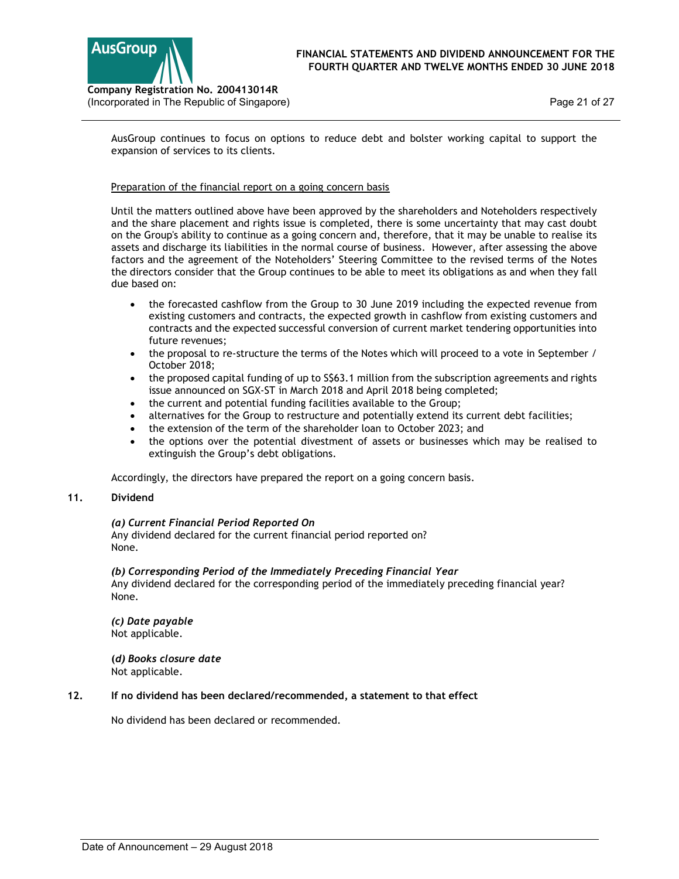AusGroup continues to focus on options to reduce debt and bolster working capital to support the expansion of services to its clients.

Preparation of the financial report on a going concern basis

Until the matters outlined above have been approved by the shareholders and Noteholders respectively and the share placement and rights issue is completed, there is some uncertainty that may cast doubt on the Group's ability to continue as a going concern and, therefore, that it may be unable to realise its assets and discharge its liabilities in the normal course of business. However, after assessing the above factors and the agreement of the Noteholders' Steering Committee to the revised terms of the Notes the directors consider that the Group continues to be able to meet its obligations as and when they fall due based on:

- the forecasted cashflow from the Group to 30 June 2019 including the expected revenue from existing customers and contracts, the expected growth in cashflow from existing customers and contracts and the expected successful conversion of current market tendering opportunities into future revenues;
- the proposal to re-structure the terms of the Notes which will proceed to a vote in September / October 2018;
- the proposed capital funding of up to S$63.1 million from the subscription agreements and rights issue announced on SGX-ST in March 2018 and April 2018 being completed;
- the current and potential funding facilities available to the Group;
- alternatives for the Group to restructure and potentially extend its current debt facilities;
- the extension of the term of the shareholder loan to October 2023; and
- the options over the potential divestment of assets or businesses which may be realised to extinguish the Group's debt obligations.

Accordingly, the directors have prepared the report on a going concern basis.

## 11. Dividend

***(a) Current Financial Period Reported On***

Any dividend declared for the current financial period reported on?

None.

***(b) Corresponding Period of the Immediately Preceding Financial Year***

Any dividend declared for the corresponding period of the immediately preceding financial year?

None.

***(c) Date payable***

Not applicable.

***(d) Books closure date***

Not applicable.

## 12. If no dividend has been declared/recommended, a statement to that effect

No dividend has been declared or recommended.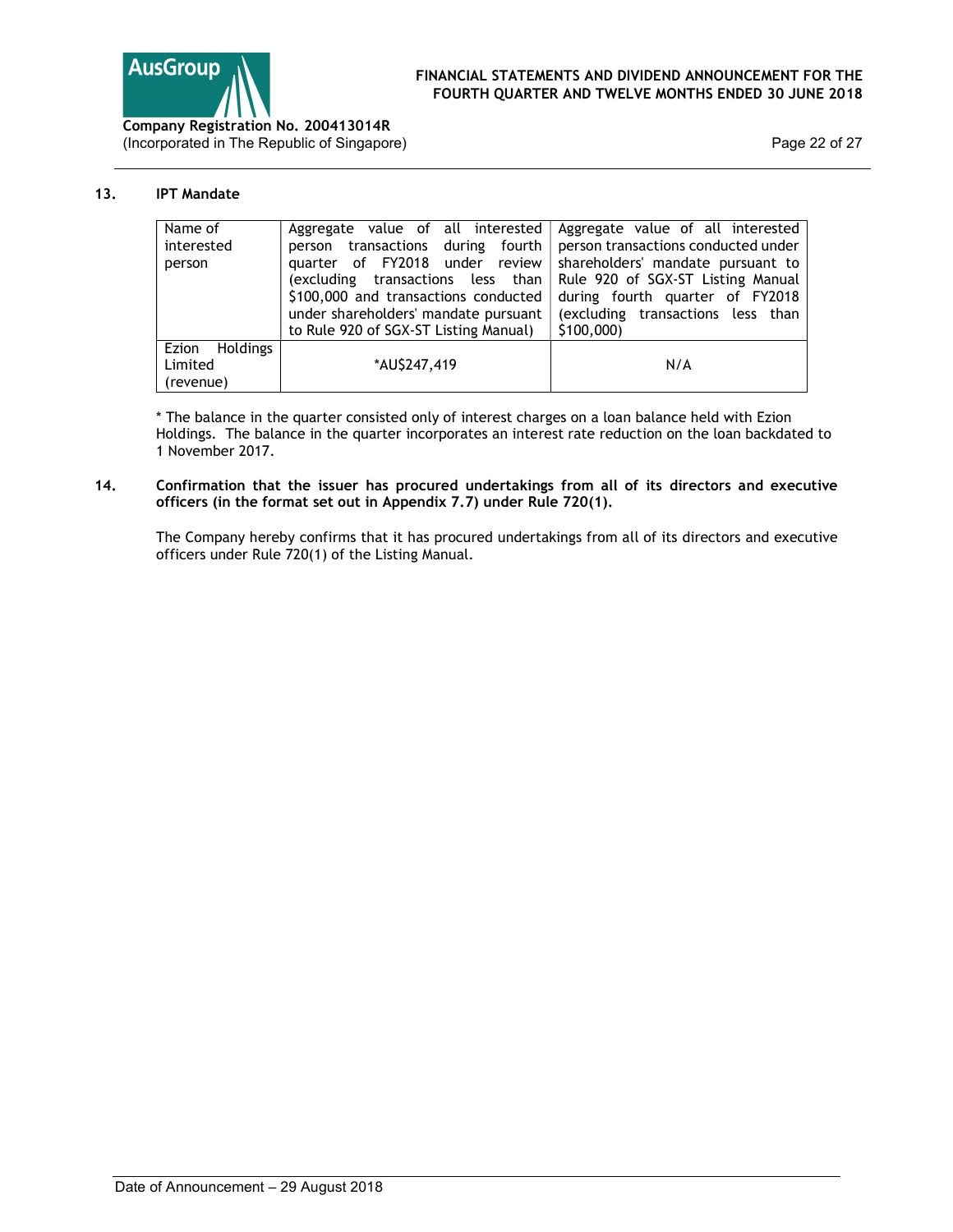### 13. IPT Mandate

| Name of interested person | Aggregate value of all interested person transactions during fourth quarter of FY2018 under review (excluding transactions less than $100,000 and transactions conducted under shareholders' mandate pursuant to Rule 920 of SGX-ST Listing Manual) | Aggregate value of all interested person transactions conducted under shareholders' mandate pursuant to Rule 920 of SGX-ST Listing Manual during fourth quarter of FY2018 (excluding transactions less than $100,000) |
|---|---|---|
| Ezion Holdings Limited (revenue) | *AU$247,419 | N/A |

* The balance in the quarter consisted only of interest charges on a loan balance held with Ezion Holdings. The balance in the quarter incorporates an interest rate reduction on the loan backdated to 1 November 2017.

### 14. Confirmation that the issuer has procured undertakings from all of its directors and executive officers (in the format set out in Appendix 7.7) under Rule 720(1).

The Company hereby confirms that it has procured undertakings from all of its directors and executive officers under Rule 720(1) of the Listing Manual.

Date of Announcement – 29 August 2018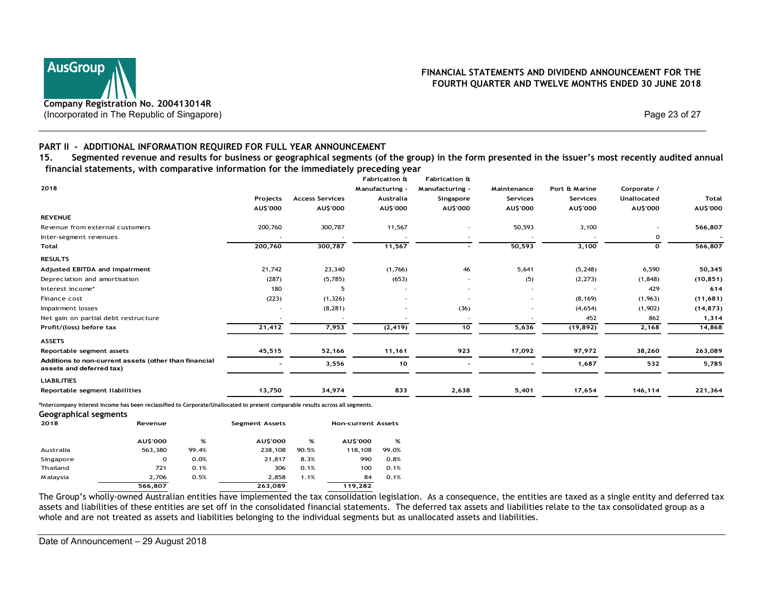## PART II - ADDITIONAL INFORMATION REQUIRED FOR FULL YEAR ANNOUNCEMENT

**15. Segmented revenue and results for business or geographical segments (of the group) in the form presented in the issuer's most recently audited annual financial statements, with comparative information for the immediately preceding year**

| 2018 | Projects | Access Services | Fabrication & Manufacturing - Australia | Fabrication & Manufacturing - Singapore | Maintenance Services | Port & Marine Services | Corporate / Unallocated | Total |
|---|---|---|---|---|---|---|---|---|
| | AU$'000 | AU$'000 | AU$'000 | AU$'000 | AU$'000 | AU$'000 | AU$'000 | AU$'000 |
| **REVENUE** | | | | | | | | |
| Revenue from external customers | 200,760 | 300,787 | 11,567 | - | 50,593 | 3,100 | - | **566,807** |
| Inter-segment revenues | - | - | - | - | - | - | 0 | - |
| **Total** | **200,760** | **300,787** | **11,567** | **-** | **50,593** | **3,100** | **0** | **566,807** |
| **RESULTS** | | | | | | | | |
| **Adjusted EBITDA and impairment** | 21,742 | 23,340 | (1,766) | 46 | 5,641 | (5,248) | 6,590 | **50,345** |
| Depreciation and amortisation | (287) | (5,785) | (653) | - | (5) | (2,273) | (1,848) | **(10,851)** |
| Interest income* | 180 | 5 | - | - | - | - | 429 | **614** |
| Finance cost | (223) | (1,326) | - | - | - | (8,169) | (1,963) | **(11,681)** |
| Impairment losses | - | (8,281) | - | (36) | - | (4,654) | (1,902) | **(14,873)** |
| Net gain on partial debt restructure | - | - | - | - | - | 452 | 862 | **1,314** |
| **Profit/(loss) before tax** | **21,412** | **7,953** | **(2,419)** | **10** | **5,636** | **(19,892)** | **2,168** | **14,868** |
| **ASSETS** | | | | | | | | |
| **Reportable segment assets** | **45,515** | **52,166** | **11,161** | **923** | **17,092** | **97,972** | **38,260** | **263,089** |
| **Additions to non-current assets (other than financial assets and deferred tax)** | **-** | **3,556** | **10** | **-** | **-** | **1,687** | **532** | **5,785** |
| **LIABILITIES** | | | | | | | | |
| **Reportable segment liabilities** | **13,750** | **34,974** | **833** | **2,638** | **5,401** | **17,654** | **146,114** | **221,364** |

*Intercompany interest income has been reclassified to Corporate/Unallocated to present comparable results across all segments.

**Geographical segments**

| 2018 | Revenue | | Segment Assets | | Non-current Assets | |
|---|---|---|---|---|---|---|
| | AU$'000 | % | AU$'000 | % | AU$'000 | % |
| Australia | 563,380 | 99.4% | 238,108 | 90.5% | 118,108 | 99.0% |
| Singapore | 0 | 0.0% | 21,817 | 8.3% | 990 | 0.8% |
| Thailand | 721 | 0.1% | 306 | 0.1% | 100 | 0.1% |
| Malaysia | 2,706 | 0.5% | 2,858 | 1.1% | 84 | 0.1% |
| | **566,807** | | **263,089** | | **119,282** | |

The Group's wholly-owned Australian entities have implemented the tax consolidation legislation. As a consequence, the entities are taxed as a single entity and deferred tax assets and liabilities of these entities are set off in the consolidated financial statements. The deferred tax assets and liabilities relate to the tax consolidated group as a whole and are not treated as assets and liabilities belonging to the individual segments but as unallocated assets and liabilities.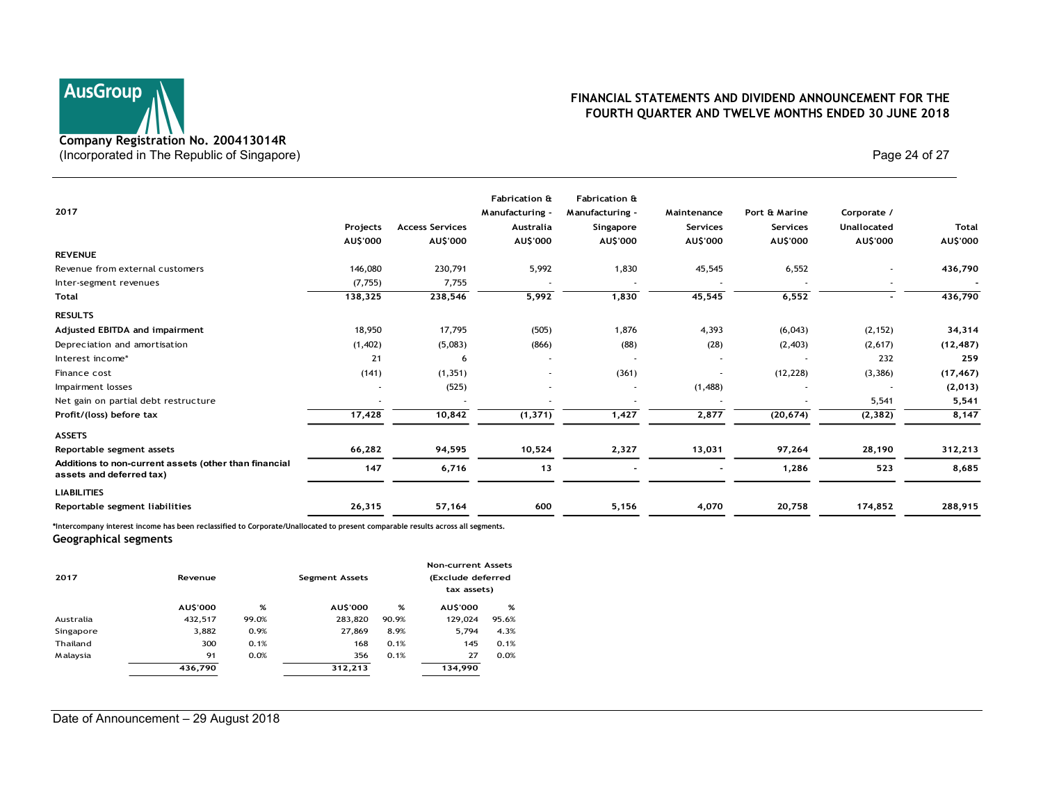| 2017 | Projects AU$'000 | Access Services AU$'000 | Fabrication & Manufacturing - Australia AU$'000 | Fabrication & Manufacturing - Singapore AU$'000 | Maintenance Services AU$'000 | Port & Marine Services AU$'000 | Corporate / Unallocated AU$'000 | Total AU$'000 |
|---|---|---|---|---|---|---|---|---|
| **REVENUE** | | | | | | | | |
| Revenue from external customers | 146,080 | 230,791 | 5,992 | 1,830 | 45,545 | 6,552 | - | **436,790** |
| Inter-segment revenues | (7,755) | 7,755 | - | - | - | - | - | **-** |
| **Total** | **138,325** | **238,546** | **5,992** | **1,830** | **45,545** | **6,552** | **-** | **436,790** |
| **RESULTS** | | | | | | | | |
| **Adjusted EBITDA and impairment** | 18,950 | 17,795 | (505) | 1,876 | 4,393 | (6,043) | (2,152) | **34,314** |
| Depreciation and amortisation | (1,402) | (5,083) | (866) | (88) | (28) | (2,403) | (2,617) | **(12,487)** |
| Interest income* | 21 | 6 | - | - | - | - | 232 | **259** |
| Finance cost | (141) | (1,351) | - | (361) | - | (12,228) | (3,386) | **(17,467)** |
| Impairment losses | - | (525) | - | - | (1,488) | - | - | **(2,013)** |
| Net gain on partial debt restructure | - | - | - | - | - | - | 5,541 | **5,541** |
| **Profit/(loss) before tax** | **17,428** | **10,842** | **(1,371)** | **1,427** | **2,877** | **(20,674)** | **(2,382)** | **8,147** |
| **ASSETS** | | | | | | | | |
| **Reportable segment assets** | **66,282** | **94,595** | **10,524** | **2,327** | **13,031** | **97,264** | **28,190** | **312,213** |
| **Additions to non-current assets (other than financial assets and deferred tax)** | **147** | **6,716** | **13** | **-** | **-** | **1,286** | **523** | **8,685** |
| **LIABILITIES** | | | | | | | | |
| **Reportable segment liabilities** | **26,315** | **57,164** | **600** | **5,156** | **4,070** | **20,758** | **174,852** | **288,915** |

*Intercompany interest income has been reclassified to Corporate/Unallocated to present comparable results across all segments.

## Geographical segments

| 2017 | Revenue AU$'000 | % | Segment Assets AU$'000 | % | Non-current Assets (Exclude deferred tax assets) AU$'000 | % |
|---|---|---|---|---|---|---|
| Australia | 432,517 | 99.0% | 283,820 | 90.9% | 129,024 | 95.6% |
| Singapore | 3,882 | 0.9% | 27,869 | 8.9% | 5,794 | 4.3% |
| Thailand | 300 | 0.1% | 168 | 0.1% | 145 | 0.1% |
| Malaysia | 91 | 0.0% | 356 | 0.1% | 27 | 0.0% |
| | **436,790** | | **312,213** | | **134,990** | |

Date of Announcement – 29 August 2018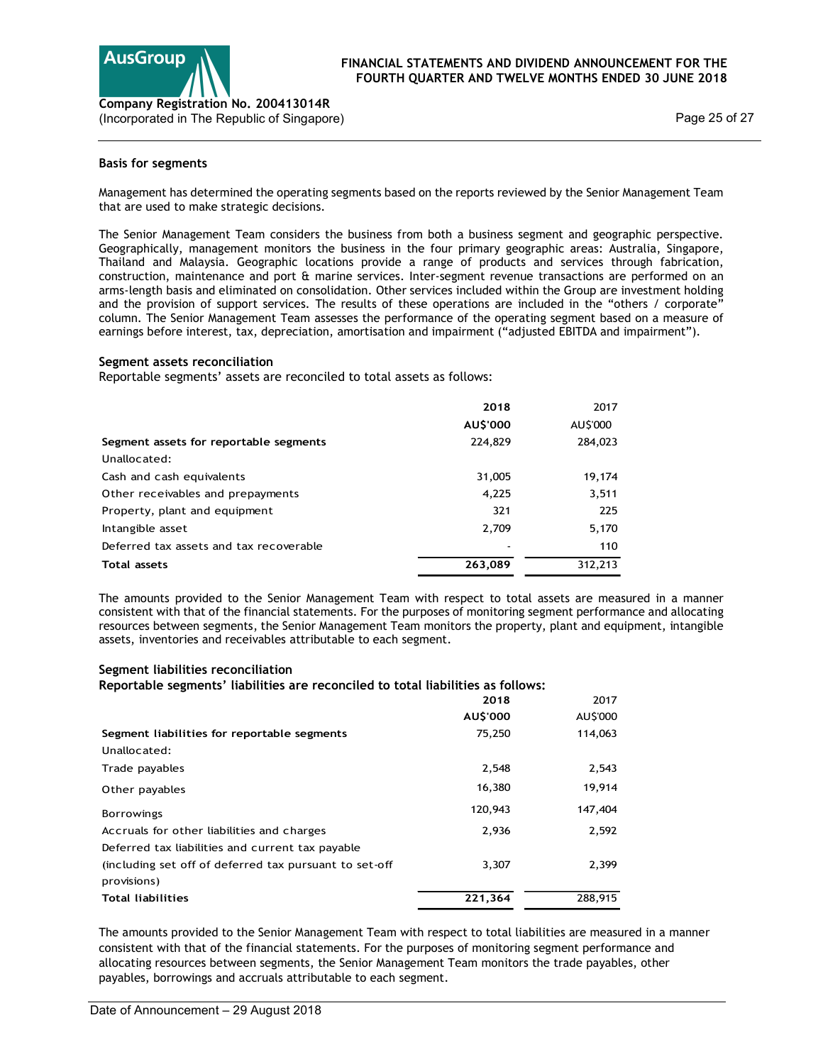### Basis for segments

Management has determined the operating segments based on the reports reviewed by the Senior Management Team that are used to make strategic decisions.

The Senior Management Team considers the business from both a business segment and geographic perspective. Geographically, management monitors the business in the four primary geographic areas: Australia, Singapore, Thailand and Malaysia. Geographic locations provide a range of products and services through fabrication, construction, maintenance and port & marine services. Inter-segment revenue transactions are performed on an arms-length basis and eliminated on consolidation. Other services included within the Group are investment holding and the provision of support services. The results of these operations are included in the "others / corporate" column. The Senior Management Team assesses the performance of the operating segment based on a measure of earnings before interest, tax, depreciation, amortisation and impairment ("adjusted EBITDA and impairment").

### Segment assets reconciliation

Reportable segments' assets are reconciled to total assets as follows:

| | 2018 | 2017 |
|---|---|---|
| | AU$'000 | AU$'000 |
| **Segment assets for reportable segments** | 224,829 | 284,023 |
| Unallocated: | | |
| Cash and cash equivalents | 31,005 | 19,174 |
| Other receivables and prepayments | 4,225 | 3,511 |
| Property, plant and equipment | 321 | 225 |
| Intangible asset | 2,709 | 5,170 |
| Deferred tax assets and tax recoverable | - | 110 |
| **Total assets** | **263,089** | 312,213 |

The amounts provided to the Senior Management Team with respect to total assets are measured in a manner consistent with that of the financial statements. For the purposes of monitoring segment performance and allocating resources between segments, the Senior Management Team monitors the property, plant and equipment, intangible assets, inventories and receivables attributable to each segment.

### Segment liabilities reconciliation

**Reportable segments' liabilities are reconciled to total liabilities as follows:**

| | 2018 | 2017 |
|---|---|---|
| | AU$'000 | AU$'000 |
| **Segment liabilities for reportable segments** | 75,250 | 114,063 |
| Unallocated: | | |
| Trade payables | 2,548 | 2,543 |
| Other payables | 16,380 | 19,914 |
| Borrowings | 120,943 | 147,404 |
| Accruals for other liabilities and charges | 2,936 | 2,592 |
| Deferred tax liabilities and current tax payable (including set off of deferred tax pursuant to set-off provisions) | 3,307 | 2,399 |
| **Total liabilities** | **221,364** | 288,915 |

The amounts provided to the Senior Management Team with respect to total liabilities are measured in a manner consistent with that of the financial statements. For the purposes of monitoring segment performance and allocating resources between segments, the Senior Management Team monitors the trade payables, other payables, borrowings and accruals attributable to each segment.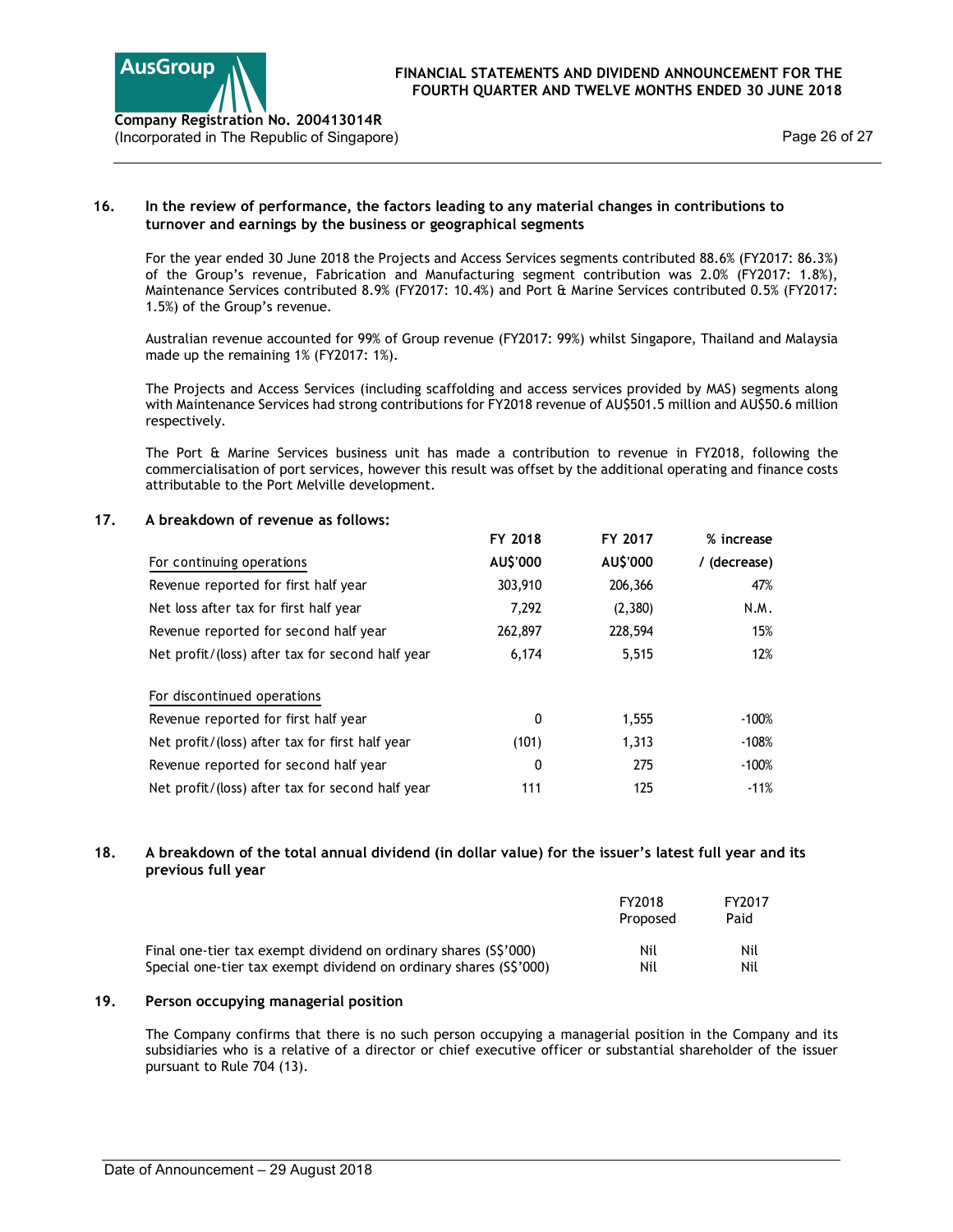## 16. In the review of performance, the factors leading to any material changes in contributions to turnover and earnings by the business or geographical segments

For the year ended 30 June 2018 the Projects and Access Services segments contributed 88.6% (FY2017: 86.3%) of the Group's revenue, Fabrication and Manufacturing segment contribution was 2.0% (FY2017: 1.8%), Maintenance Services contributed 8.9% (FY2017: 10.4%) and Port & Marine Services contributed 0.5% (FY2017: 1.5%) of the Group's revenue.

Australian revenue accounted for 99% of Group revenue (FY2017: 99%) whilst Singapore, Thailand and Malaysia made up the remaining 1% (FY2017: 1%).

The Projects and Access Services (including scaffolding and access services provided by MAS) segments along with Maintenance Services had strong contributions for FY2018 revenue of AU$501.5 million and AU$50.6 million respectively.

The Port & Marine Services business unit has made a contribution to revenue in FY2018, following the commercialisation of port services, however this result was offset by the additional operating and finance costs attributable to the Port Melville development.

## 17. A breakdown of revenue as follows:

| | FY 2018 | FY 2017 | % increase |
|---|---|---|---|
| For continuing operations | AU$'000 | AU$'000 | / (decrease) |
| Revenue reported for first half year | 303,910 | 206,366 | 47% |
| Net loss after tax for first half year | 7,292 | (2,380) | N.M. |
| Revenue reported for second half year | 262,897 | 228,594 | 15% |
| Net profit/(loss) after tax for second half year | 6,174 | 5,515 | 12% |
| | | | |
| For discontinued operations | | | |
| Revenue reported for first half year | 0 | 1,555 | -100% |
| Net profit/(loss) after tax for first half year | (101) | 1,313 | -108% |
| Revenue reported for second half year | 0 | 275 | -100% |
| Net profit/(loss) after tax for second half year | 111 | 125 | -11% |

## 18. A breakdown of the total annual dividend (in dollar value) for the issuer's latest full year and its previous full year

| | FY2018 Proposed | FY2017 Paid |
|---|---|---|
| Final one-tier tax exempt dividend on ordinary shares (S$'000) | Nil | Nil |
| Special one-tier tax exempt dividend on ordinary shares (S$'000) | Nil | Nil |

## 19. Person occupying managerial position

The Company confirms that there is no such person occupying a managerial position in the Company and its subsidiaries who is a relative of a director or chief executive officer or substantial shareholder of the issuer pursuant to Rule 704 (13).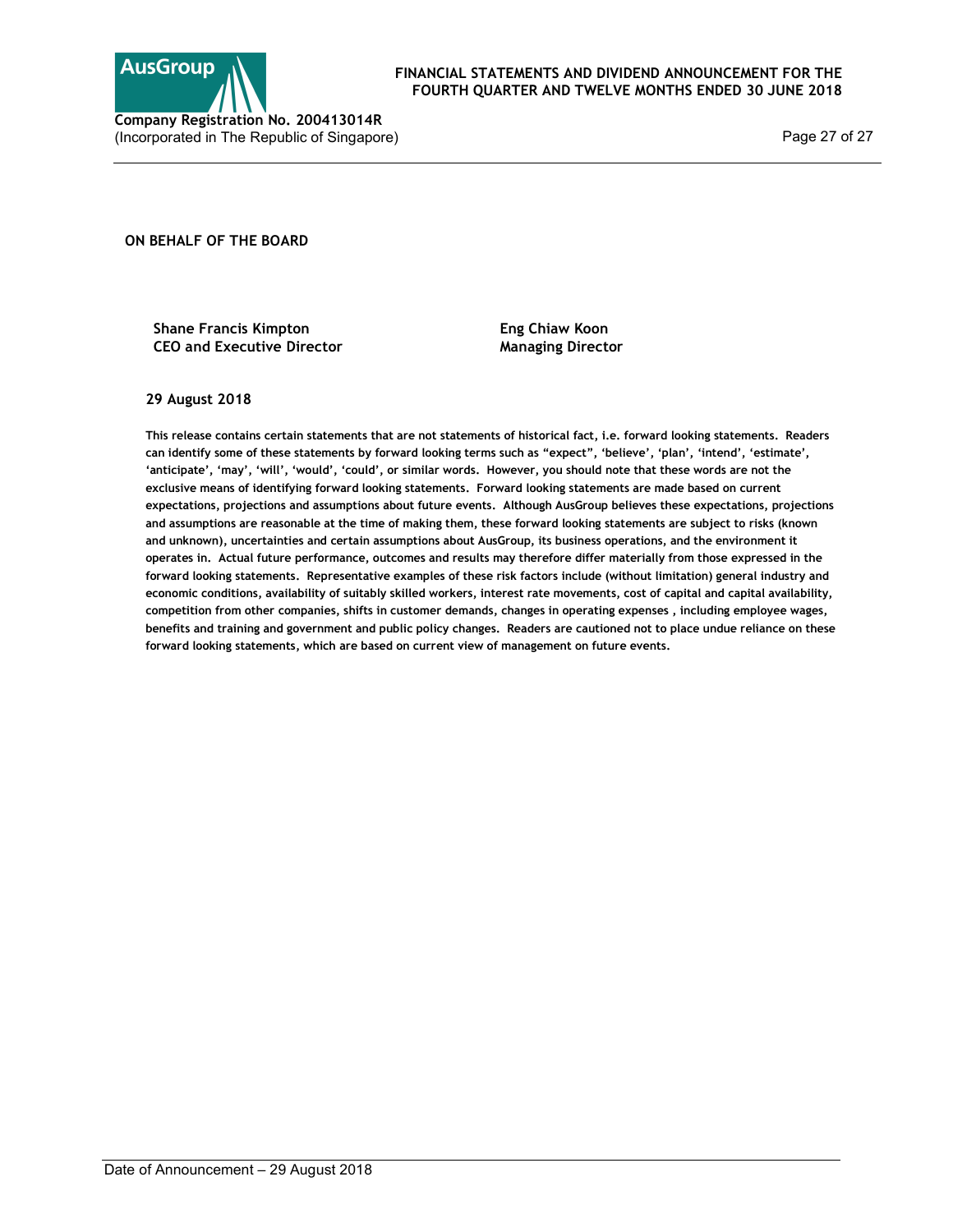**ON BEHALF OF THE BOARD**

| | |
|---|---|
| **Shane Francis Kimpton** | **Eng Chiaw Koon** |
| **CEO and Executive Director** | **Managing Director** |

**29 August 2018**

**This release contains certain statements that are not statements of historical fact, i.e. forward looking statements. Readers can identify some of these statements by forward looking terms such as "expect", 'believe', 'plan', 'intend', 'estimate', 'anticipate', 'may', 'will', 'would', 'could', or similar words. However, you should note that these words are not the exclusive means of identifying forward looking statements. Forward looking statements are made based on current expectations, projections and assumptions about future events. Although AusGroup believes these expectations, projections and assumptions are reasonable at the time of making them, these forward looking statements are subject to risks (known and unknown), uncertainties and certain assumptions about AusGroup, its business operations, and the environment it operates in. Actual future performance, outcomes and results may therefore differ materially from those expressed in the forward looking statements. Representative examples of these risk factors include (without limitation) general industry and economic conditions, availability of suitably skilled workers, interest rate movements, cost of capital and capital availability, competition from other companies, shifts in customer demands, changes in operating expenses , including employee wages, benefits and training and government and public policy changes. Readers are cautioned not to place undue reliance on these forward looking statements, which are based on current view of management on future events.**